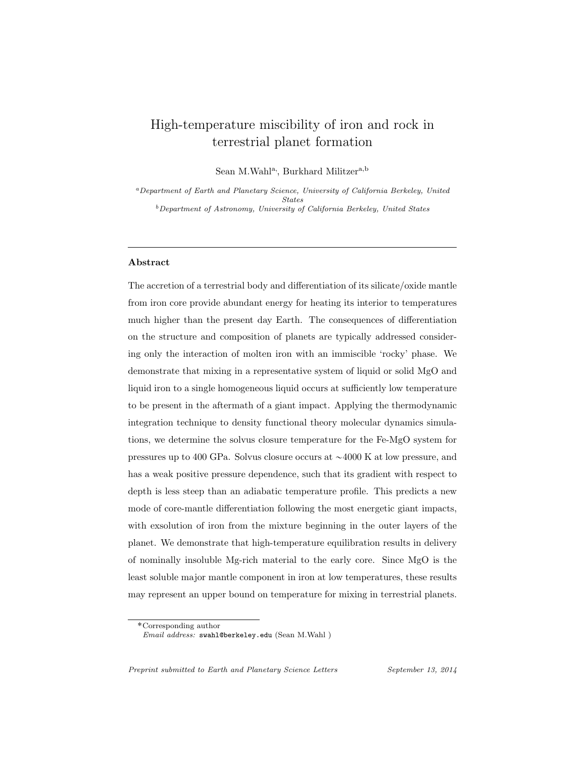# High-temperature miscibility of iron and rock in terrestrial planet formation

Sean M.Wahl[a,*], Burkhard Militzer[a,b]

[a] *Department of Earth and Planetary Science, University of California Berkeley, United States*

[b] *Department of Astronomy, University of California Berkeley, United States*

---

## Abstract

The accretion of a terrestrial body and differentiation of its silicate/oxide mantle from iron core provide abundant energy for heating its interior to temperatures much higher than the present day Earth. The consequences of differentiation on the structure and composition of planets are typically addressed considering only the interaction of molten iron with an immiscible 'rocky' phase. We demonstrate that mixing in a representative system of liquid or solid MgO and liquid iron to a single homogeneous liquid occurs at sufficiently low temperature to be present in the aftermath of a giant impact. Applying the thermodynamic integration technique to density functional theory molecular dynamics simulations, we determine the solvus closure temperature for the Fe-MgO system for pressures up to 400 GPa. Solvus closure occurs at ∼4000 K at low pressure, and has a weak positive pressure dependence, such that its gradient with respect to depth is less steep than an adiabatic temperature profile. This predicts a new mode of core-mantle differentiation following the most energetic giant impacts, with exsolution of iron from the mixture beginning in the outer layers of the planet. We demonstrate that high-temperature equilibration results in delivery of nominally insoluble Mg-rich material to the early core. Since MgO is the least soluble major mantle component in iron at low temperatures, these results may represent an upper bound on temperature for mixing in terrestrial planets.

---

*Corresponding author
*Email address:* swahl@berkeley.edu (Sean M.Wahl )

*Preprint submitted to Earth and Planetary Science Letters* *September 13, 2014*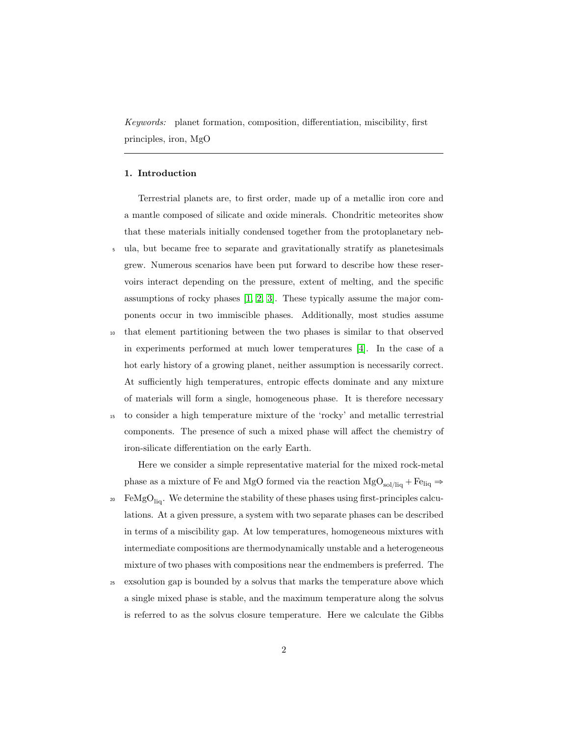*Keywords:* planet formation, composition, differentiation, miscibility, first principles, iron, MgO

## 1. Introduction

Terrestrial planets are, to first order, made up of a metallic iron core and a mantle composed of silicate and oxide minerals. Chondritic meteorites show that these materials initially condensed together from the protoplanetary nebula, but became free to separate and gravitationally stratify as planetesimals grew. Numerous scenarios have been put forward to describe how these reservoirs interact depending on the pressure, extent of melting, and the specific assumptions of rocky phases [1, 2, 3]. These typically assume the major components occur in two immiscible phases. Additionally, most studies assume that element partitioning between the two phases is similar to that observed in experiments performed at much lower temperatures [4]. In the case of a hot early history of a growing planet, neither assumption is necessarily correct. At sufficiently high temperatures, entropic effects dominate and any mixture of materials will form a single, homogeneous phase. It is therefore necessary to consider a high temperature mixture of the 'rocky' and metallic terrestrial components. The presence of such a mixed phase will affect the chemistry of iron-silicate differentiation on the early Earth.

Here we consider a simple representative material for the mixed rock-metal phase as a mixture of Fe and MgO formed via the reaction $MgO_{sol/liq} + Fe_{liq} \Rightarrow FeMgO_{liq}$. We determine the stability of these phases using first-principles calculations. At a given pressure, a system with two separate phases can be described in terms of a miscibility gap. At low temperatures, homogeneous mixtures with intermediate compositions are thermodynamically unstable and a heterogeneous mixture of two phases with compositions near the endmembers is preferred. The exsolution gap is bounded by a solvus that marks the temperature above which a single mixed phase is stable, and the maximum temperature along the solvus is referred to as the solvus closure temperature. Here we calculate the Gibbs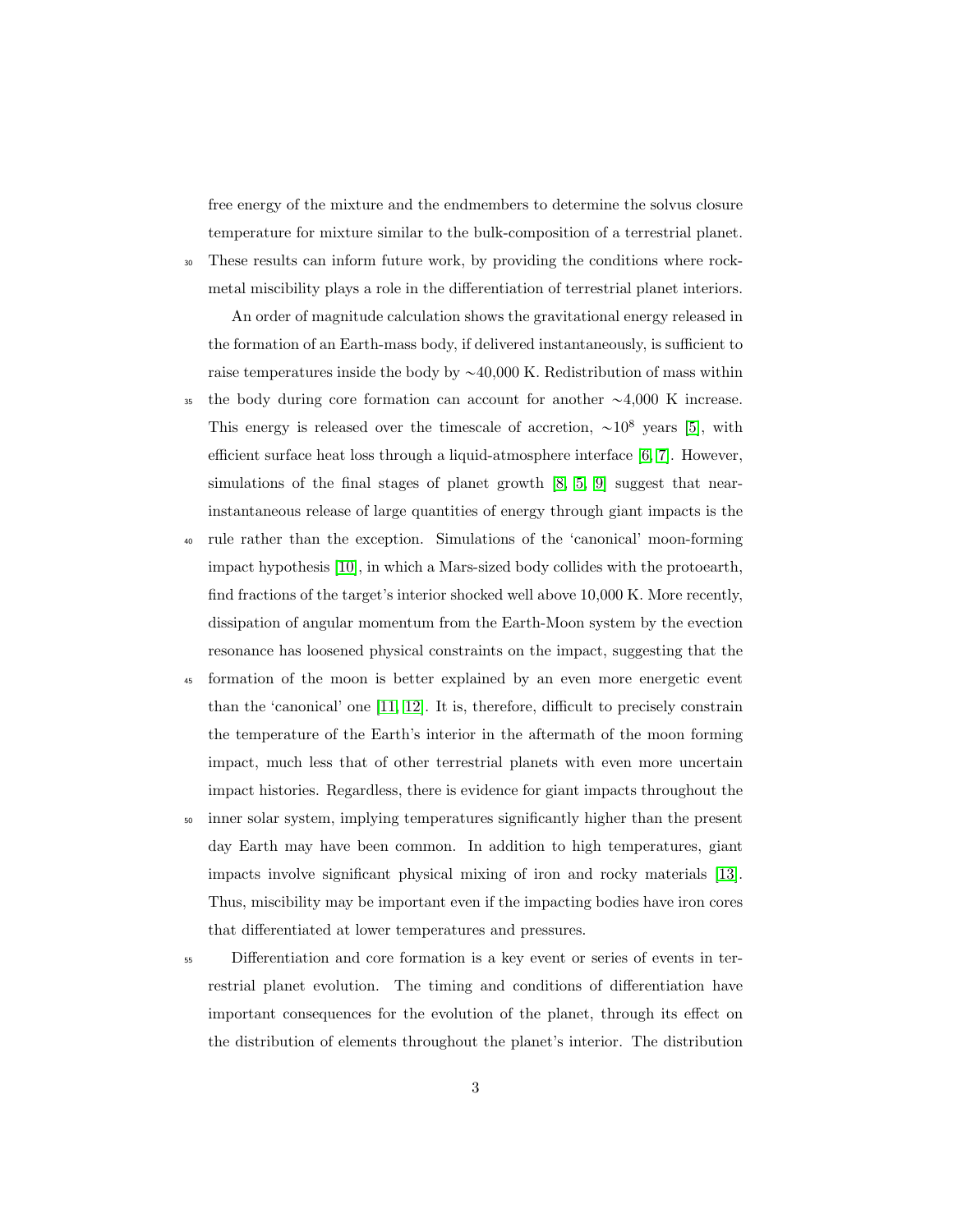free energy of the mixture and the endmembers to determine the solvus closure temperature for mixture similar to the bulk-composition of a terrestrial planet. These results can inform future work, by providing the conditions where rock-metal miscibility plays a role in the differentiation of terrestrial planet interiors.

An order of magnitude calculation shows the gravitational energy released in the formation of an Earth-mass body, if delivered instantaneously, is sufficient to raise temperatures inside the body by ∼40,000 K. Redistribution of mass within the body during core formation can account for another ∼4,000 K increase. This energy is released over the timescale of accretion, $\sim 10^8$ years [5], with efficient surface heat loss through a liquid-atmosphere interface [6, 7]. However, simulations of the final stages of planet growth [8, 5, 9] suggest that near-instantaneous release of large quantities of energy through giant impacts is the rule rather than the exception. Simulations of the 'canonical' moon-forming impact hypothesis [10], in which a Mars-sized body collides with the protoearth, find fractions of the target's interior shocked well above 10,000 K. More recently, dissipation of angular momentum from the Earth-Moon system by the evection resonance has loosened physical constraints on the impact, suggesting that the formation of the moon is better explained by an even more energetic event than the 'canonical' one [11, 12]. It is, therefore, difficult to precisely constrain the temperature of the Earth's interior in the aftermath of the moon forming impact, much less that of other terrestrial planets with even more uncertain impact histories. Regardless, there is evidence for giant impacts throughout the inner solar system, implying temperatures significantly higher than the present day Earth may have been common. In addition to high temperatures, giant impacts involve significant physical mixing of iron and rocky materials [13]. Thus, miscibility may be important even if the impacting bodies have iron cores that differentiated at lower temperatures and pressures.

Differentiation and core formation is a key event or series of events in terrestrial planet evolution. The timing and conditions of differentiation have important consequences for the evolution of the planet, through its effect on the distribution of elements throughout the planet's interior. The distribution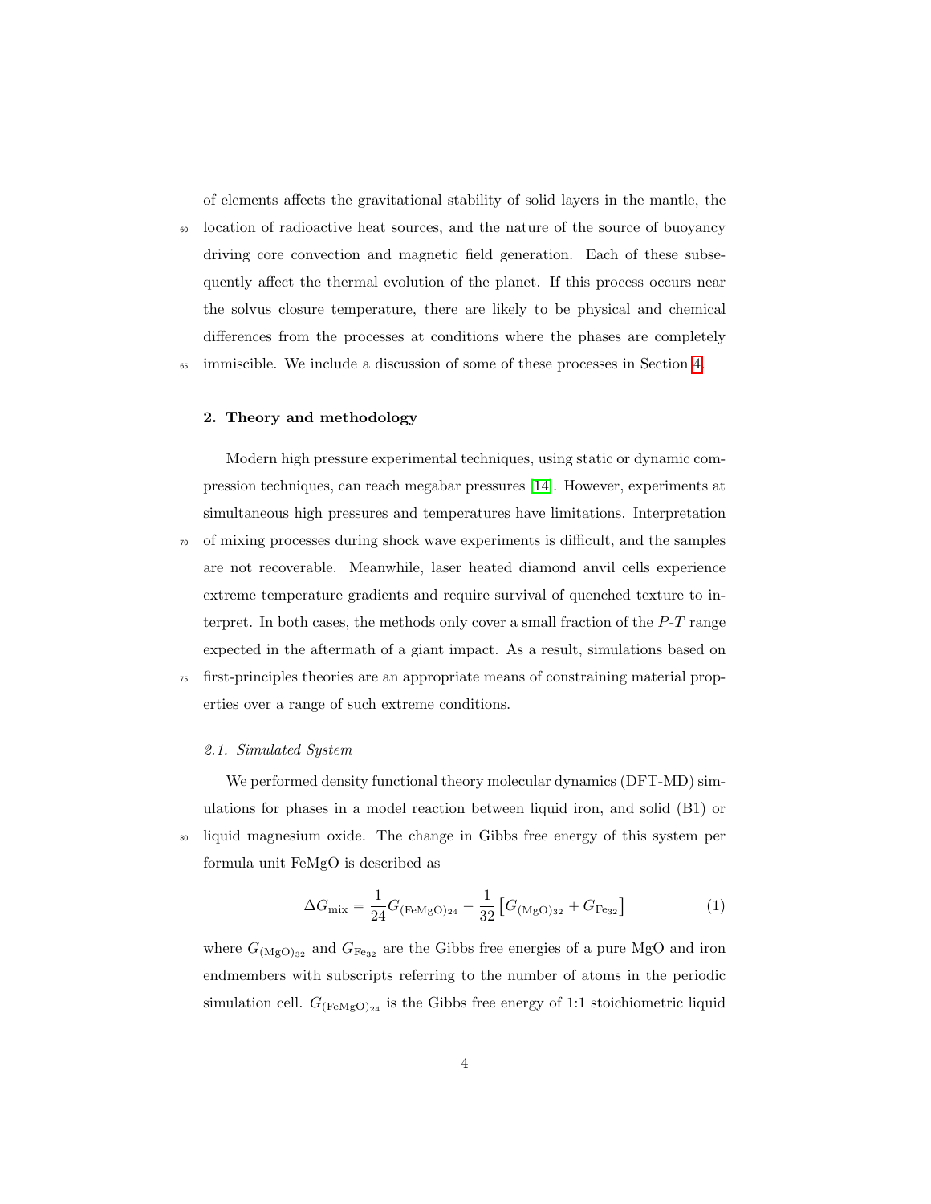of elements affects the gravitational stability of solid layers in the mantle, the location of radioactive heat sources, and the nature of the source of buoyancy driving core convection and magnetic field generation. Each of these subsequently affect the thermal evolution of the planet. If this process occurs near the solvus closure temperature, there are likely to be physical and chemical differences from the processes at conditions where the phases are completely immiscible. We include a discussion of some of these processes in Section 4.

## 2. Theory and methodology

Modern high pressure experimental techniques, using static or dynamic compression techniques, can reach megabar pressures [14]. However, experiments at simultaneous high pressures and temperatures have limitations. Interpretation of mixing processes during shock wave experiments is difficult, and the samples are not recoverable. Meanwhile, laser heated diamond anvil cells experience extreme temperature gradients and require survival of quenched texture to interpret. In both cases, the methods only cover a small fraction of the $P$-$T$ range expected in the aftermath of a giant impact. As a result, simulations based on first-principles theories are an appropriate means of constraining material properties over a range of such extreme conditions.

### *2.1. Simulated System*

We performed density functional theory molecular dynamics (DFT-MD) simulations for phases in a model reaction between liquid iron, and solid (B1) or liquid magnesium oxide. The change in Gibbs free energy of this system per formula unit FeMgO is described as

$$\Delta G_{\text{mix}} = \frac{1}{24} G_{(\text{FeMgO})_{24}} - \frac{1}{32} \left[ G_{(\text{MgO})_{32}} + G_{\text{Fe}_{32}} \right] \tag{1}$$

where $G_{(\text{MgO})_{32}}$ and $G_{\text{Fe}_{32}}$ are the Gibbs free energies of a pure MgO and iron endmembers with subscripts referring to the number of atoms in the periodic simulation cell. $G_{(\text{FeMgO})_{24}}$ is the Gibbs free energy of 1:1 stoichiometric liquid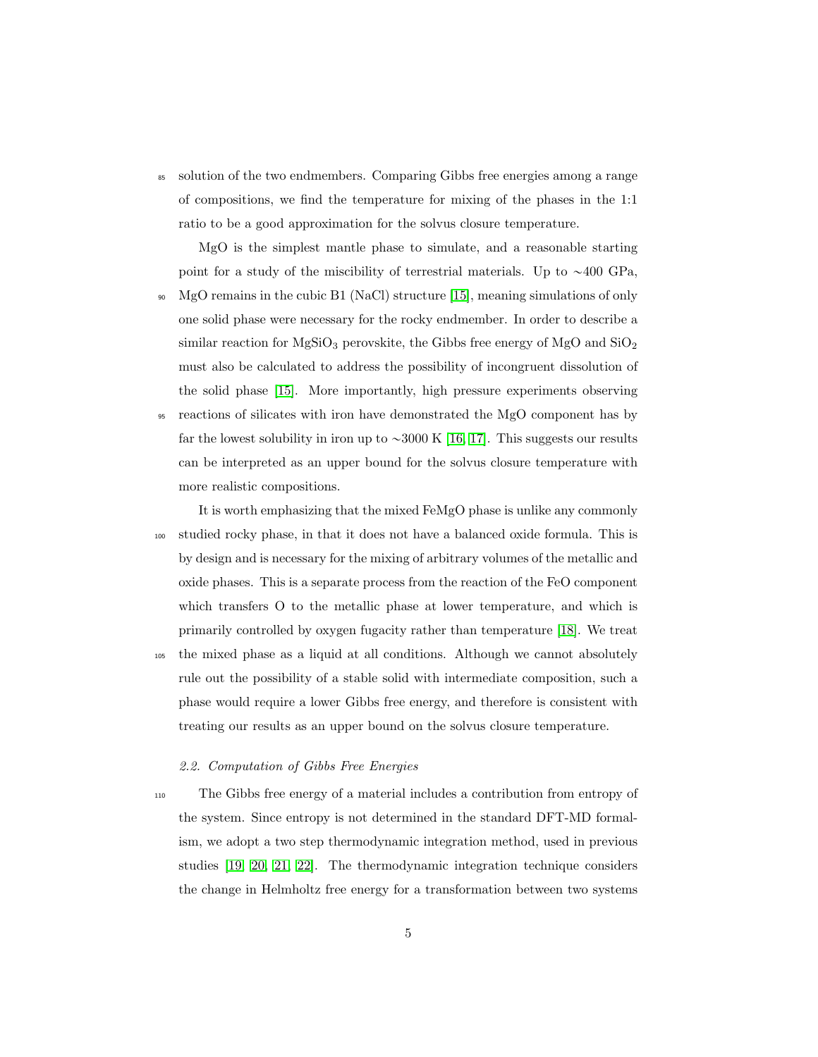solution of the two endmembers. Comparing Gibbs free energies among a range of compositions, we find the temperature for mixing of the phases in the 1:1 ratio to be a good approximation for the solvus closure temperature.

MgO is the simplest mantle phase to simulate, and a reasonable starting point for a study of the miscibility of terrestrial materials. Up to ∼400 GPa, MgO remains in the cubic B1 (NaCl) structure [15], meaning simulations of only one solid phase were necessary for the rocky endmember. In order to describe a similar reaction for $MgSiO_3$ perovskite, the Gibbs free energy of MgO and $SiO_2$ must also be calculated to address the possibility of incongruent dissolution of the solid phase [15]. More importantly, high pressure experiments observing reactions of silicates with iron have demonstrated the MgO component has by far the lowest solubility in iron up to ∼3000 K [16, 17]. This suggests our results can be interpreted as an upper bound for the solvus closure temperature with more realistic compositions.

It is worth emphasizing that the mixed FeMgO phase is unlike any commonly studied rocky phase, in that it does not have a balanced oxide formula. This is by design and is necessary for the mixing of arbitrary volumes of the metallic and oxide phases. This is a separate process from the reaction of the FeO component which transfers O to the metallic phase at lower temperature, and which is primarily controlled by oxygen fugacity rather than temperature [18]. We treat the mixed phase as a liquid at all conditions. Although we cannot absolutely rule out the possibility of a stable solid with intermediate composition, such a phase would require a lower Gibbs free energy, and therefore is consistent with treating our results as an upper bound on the solvus closure temperature.

### *2.2. Computation of Gibbs Free Energies*

The Gibbs free energy of a material includes a contribution from entropy of the system. Since entropy is not determined in the standard DFT-MD formalism, we adopt a two step thermodynamic integration method, used in previous studies [19, 20, 21, 22]. The thermodynamic integration technique considers the change in Helmholtz free energy for a transformation between two systems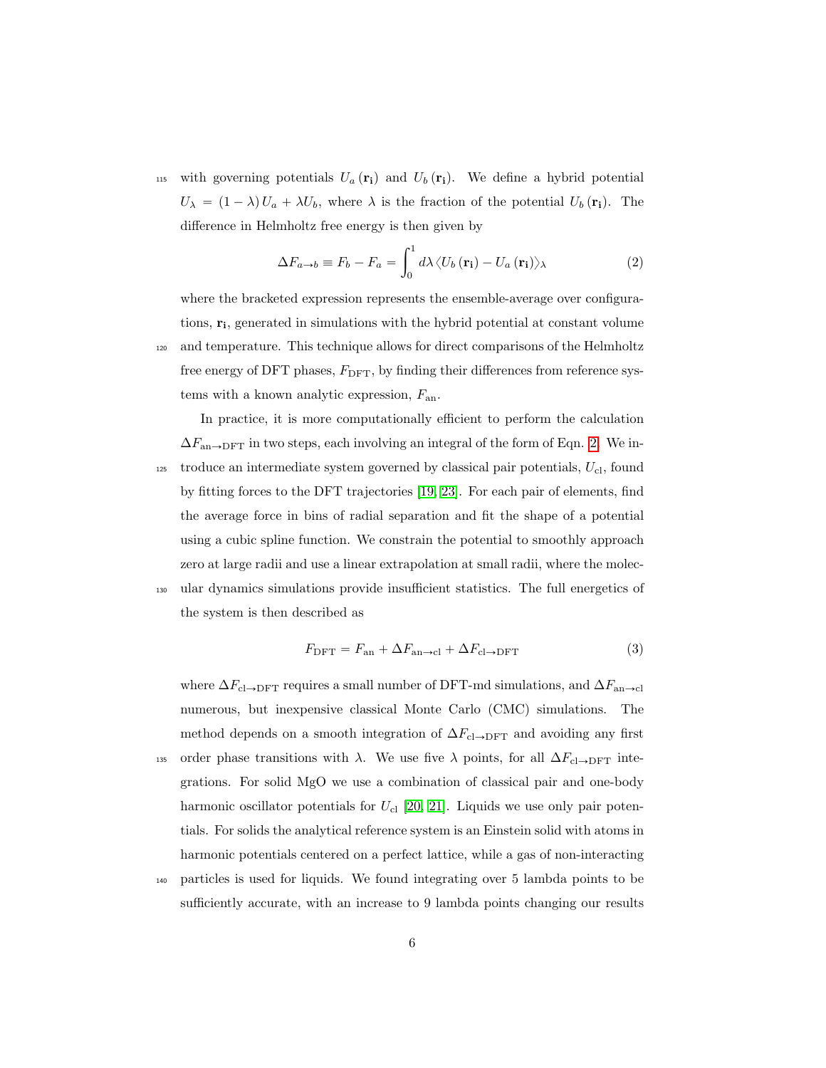with governing potentials $U_a(\mathbf{r_i})$ and $U_b(\mathbf{r_i})$. We define a hybrid potential $U_\lambda = (1-\lambda)U_a + \lambda U_b$, where $\lambda$ is the fraction of the potential $U_b(\mathbf{r_i})$. The difference in Helmholtz free energy is then given by

$$\Delta F_{a\rightarrow b} \equiv F_b - F_a = \int_0^1 d\lambda \langle U_b(\mathbf{r_i}) - U_a(\mathbf{r_i})\rangle_\lambda \tag{2}$$

where the bracketed expression represents the ensemble-average over configurations, $\mathbf{r_i}$, generated in simulations with the hybrid potential at constant volume and temperature. This technique allows for direct comparisons of the Helmholtz free energy of DFT phases, $F_{\text{DFT}}$, by finding their differences from reference systems with a known analytic expression, $F_{\text{an}}$.

In practice, it is more computationally efficient to perform the calculation $\Delta F_{\text{an}\rightarrow\text{DFT}}$ in two steps, each involving an integral of the form of Eqn. 2. We introduce an intermediate system governed by classical pair potentials, $U_{\text{cl}}$, found by fitting forces to the DFT trajectories [19, 23]. For each pair of elements, find the average force in bins of radial separation and fit the shape of a potential using a cubic spline function. We constrain the potential to smoothly approach zero at large radii and use a linear extrapolation at small radii, where the molecular dynamics simulations provide insufficient statistics. The full energetics of the system is then described as

$$F_{\text{DFT}} = F_{\text{an}} + \Delta F_{\text{an}\rightarrow\text{cl}} + \Delta F_{\text{cl}\rightarrow\text{DFT}} \tag{3}$$

where $\Delta F_{\text{cl}\rightarrow\text{DFT}}$ requires a small number of DFT-md simulations, and $\Delta F_{\text{an}\rightarrow\text{cl}}$ numerous, but inexpensive classical Monte Carlo (CMC) simulations. The method depends on a smooth integration of $\Delta F_{\text{cl}\rightarrow\text{DFT}}$ and avoiding any first order phase transitions with $\lambda$. We use five $\lambda$ points, for all $\Delta F_{\text{cl}\rightarrow\text{DFT}}$ integrations. For solid MgO we use a combination of classical pair and one-body harmonic oscillator potentials for $U_{\text{cl}}$ [20, 21]. Liquids we use only pair potentials. For solids the analytical reference system is an Einstein solid with atoms in harmonic potentials centered on a perfect lattice, while a gas of non-interacting particles is used for liquids. We found integrating over 5 lambda points to be sufficiently accurate, with an increase to 9 lambda points changing our results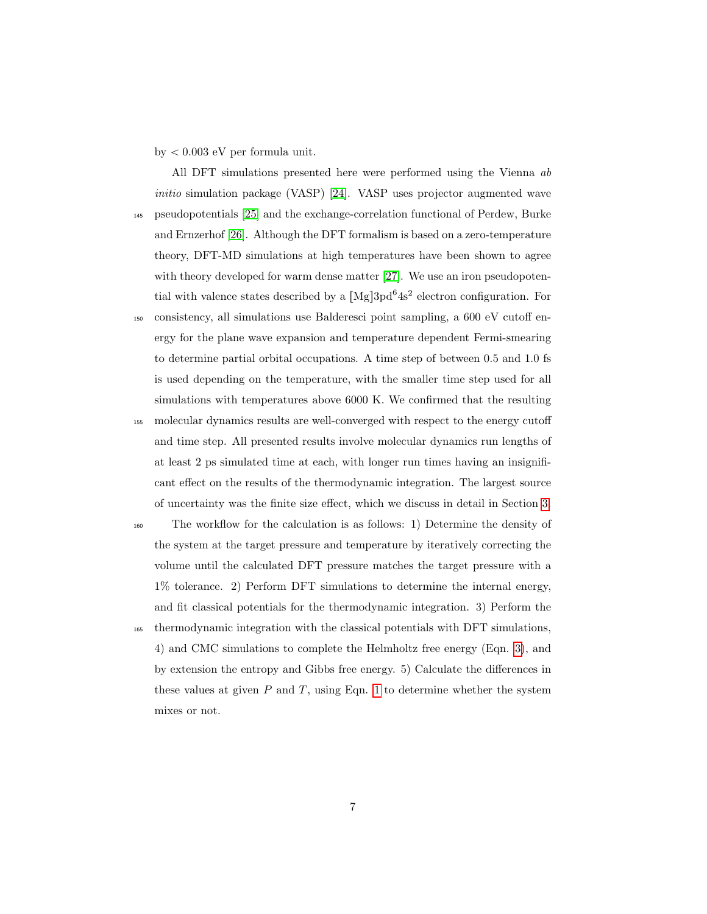by $< 0.003$ eV per formula unit.

All DFT simulations presented here were performed using the Vienna *ab initio* simulation package (VASP) [24]. VASP uses projector augmented wave pseudopotentials [25] and the exchange-correlation functional of Perdew, Burke and Ernzerhof [26]. Although the DFT formalism is based on a zero-temperature theory, DFT-MD simulations at high temperatures have been shown to agree with theory developed for warm dense matter [27]. We use an iron pseudopotential with valence states described by a [Mg]$3pd^6 4s^2$ electron configuration. For consistency, all simulations use Balderesci point sampling, a 600 eV cutoff energy for the plane wave expansion and temperature dependent Fermi-smearing to determine partial orbital occupations. A time step of between 0.5 and 1.0 fs is used depending on the temperature, with the smaller time step used for all simulations with temperatures above 6000 K. We confirmed that the resulting molecular dynamics results are well-converged with respect to the energy cutoff and time step. All presented results involve molecular dynamics run lengths of at least 2 ps simulated time at each, with longer run times having an insignificant effect on the results of the thermodynamic integration. The largest source of uncertainty was the finite size effect, which we discuss in detail in Section 3.

The workflow for the calculation is as follows: 1) Determine the density of the system at the target pressure and temperature by iteratively correcting the volume until the calculated DFT pressure matches the target pressure with a 1% tolerance. 2) Perform DFT simulations to determine the internal energy, and fit classical potentials for the thermodynamic integration. 3) Perform the thermodynamic integration with the classical potentials with DFT simulations, 4) and CMC simulations to complete the Helmholtz free energy (Eqn. 3), and by extension the entropy and Gibbs free energy. 5) Calculate the differences in these values at given $P$ and $T$, using Eqn. 1 to determine whether the system mixes or not.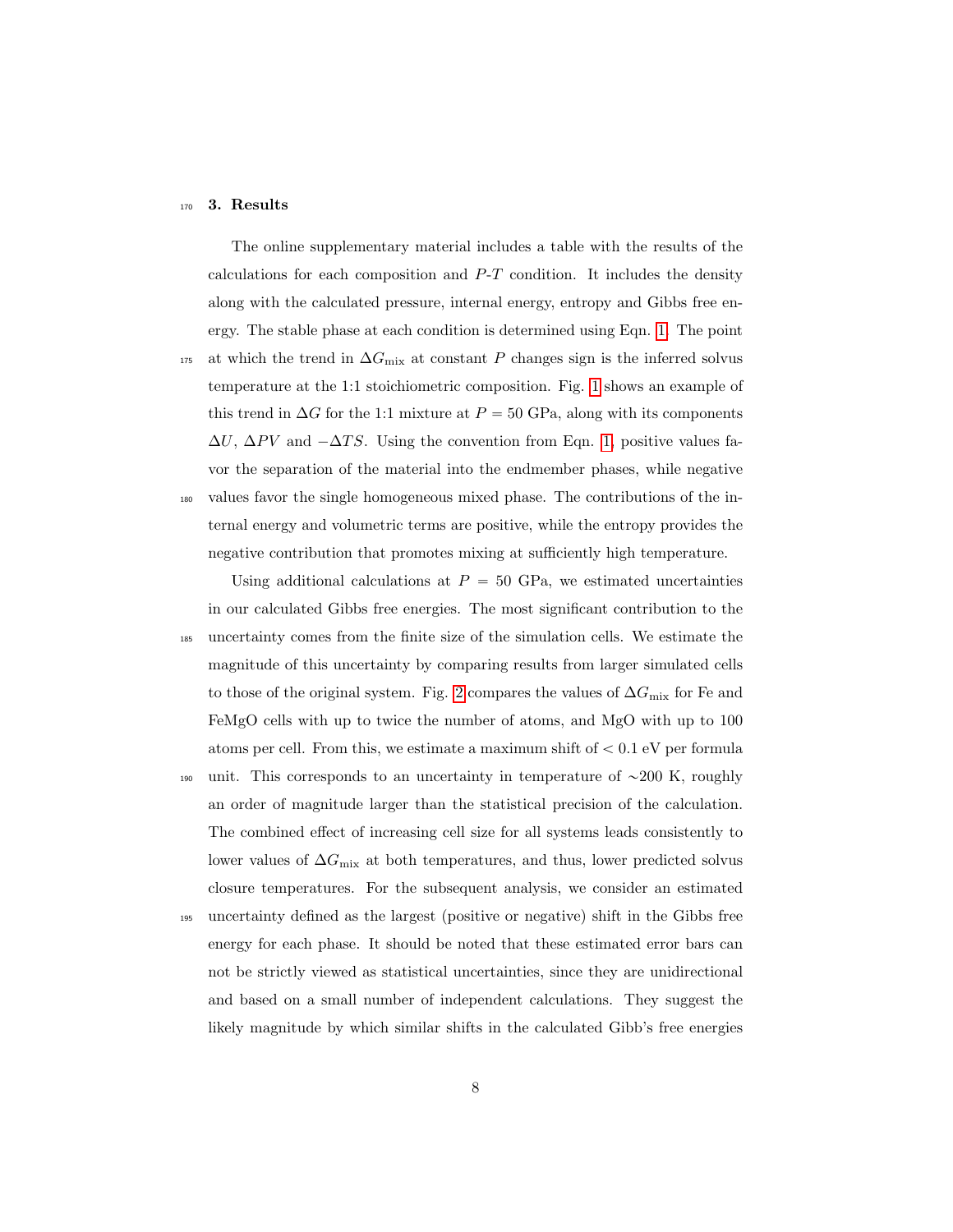## 3. Results

The online supplementary material includes a table with the results of the calculations for each composition and $P$-$T$ condition. It includes the density along with the calculated pressure, internal energy, entropy and Gibbs free energy. The stable phase at each condition is determined using Eqn. 1. The point at which the trend in $\Delta G_{\mathrm{mix}}$ at constant $P$ changes sign is the inferred solvus temperature at the 1:1 stoichiometric composition. Fig. 1 shows an example of this trend in $\Delta G$ for the 1:1 mixture at $P = 50$ GPa, along with its components $\Delta U$, $\Delta PV$ and $-\Delta TS$. Using the convention from Eqn. 1, positive values favor the separation of the material into the endmember phases, while negative values favor the single homogeneous mixed phase. The contributions of the internal energy and volumetric terms are positive, while the entropy provides the negative contribution that promotes mixing at sufficiently high temperature.

Using additional calculations at $P = 50$ GPa, we estimated uncertainties in our calculated Gibbs free energies. The most significant contribution to the uncertainty comes from the finite size of the simulation cells. We estimate the magnitude of this uncertainty by comparing results from larger simulated cells to those of the original system. Fig. 2 compares the values of $\Delta G_{\mathrm{mix}}$ for Fe and FeMgO cells with up to twice the number of atoms, and MgO with up to 100 atoms per cell. From this, we estimate a maximum shift of $< 0.1$ eV per formula unit. This corresponds to an uncertainty in temperature of $\sim$200 K, roughly an order of magnitude larger than the statistical precision of the calculation. The combined effect of increasing cell size for all systems leads consistently to lower values of $\Delta G_{\mathrm{mix}}$ at both temperatures, and thus, lower predicted solvus closure temperatures. For the subsequent analysis, we consider an estimated uncertainty defined as the largest (positive or negative) shift in the Gibbs free energy for each phase. It should be noted that these estimated error bars can not be strictly viewed as statistical uncertainties, since they are unidirectional and based on a small number of independent calculations. They suggest the likely magnitude by which similar shifts in the calculated Gibb's free energies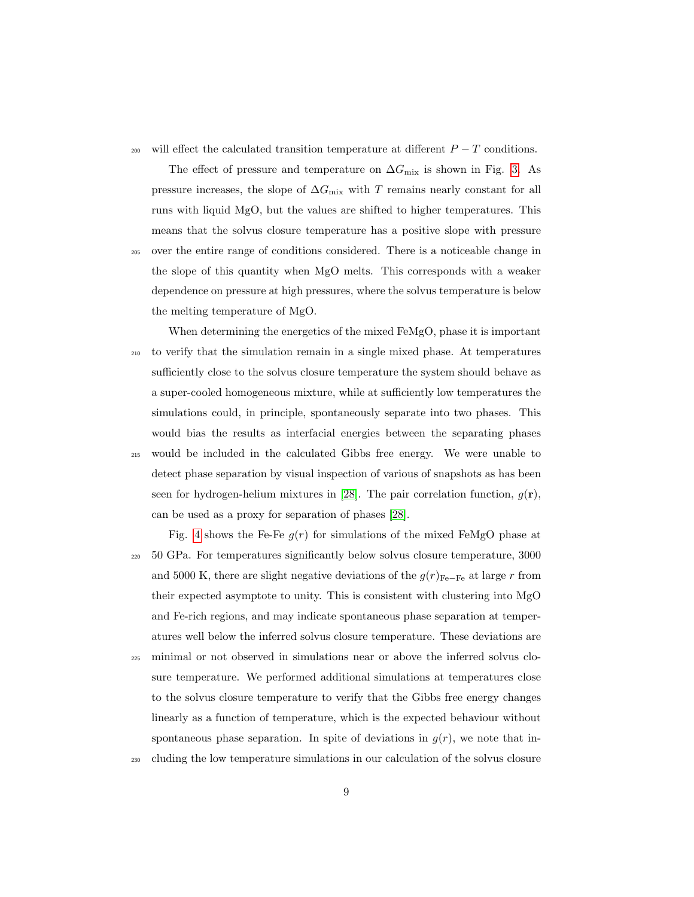will effect the calculated transition temperature at different $P-T$ conditions.

The effect of pressure and temperature on $\Delta G_{\mathrm{mix}}$ is shown in Fig. 3. As pressure increases, the slope of $\Delta G_{\mathrm{mix}}$ with $T$ remains nearly constant for all runs with liquid MgO, but the values are shifted to higher temperatures. This means that the solvus closure temperature has a positive slope with pressure over the entire range of conditions considered. There is a noticeable change in the slope of this quantity when MgO melts. This corresponds with a weaker dependence on pressure at high pressures, where the solvus temperature is below the melting temperature of MgO.

When determining the energetics of the mixed FeMgO, phase it is important to verify that the simulation remain in a single mixed phase. At temperatures sufficiently close to the solvus closure temperature the system should behave as a super-cooled homogeneous mixture, while at sufficiently low temperatures the simulations could, in principle, spontaneously separate into two phases. This would bias the results as interfacial energies between the separating phases would be included in the calculated Gibbs free energy. We were unable to detect phase separation by visual inspection of various of snapshots as has been seen for hydrogen-helium mixtures in [28]. The pair correlation function, $g(\mathbf{r})$, can be used as a proxy for separation of phases [28].

Fig. 4 shows the Fe-Fe $g(r)$ for simulations of the mixed FeMgO phase at 50 GPa. For temperatures significantly below solvus closure temperature, 3000 and 5000 K, there are slight negative deviations of the $g(r)_{\mathrm{Fe-Fe}}$ at large $r$ from their expected asymptote to unity. This is consistent with clustering into MgO and Fe-rich regions, and may indicate spontaneous phase separation at temperatures well below the inferred solvus closure temperature. These deviations are minimal or not observed in simulations near or above the inferred solvus closure temperature. We performed additional simulations at temperatures close to the solvus closure temperature to verify that the Gibbs free energy changes linearly as a function of temperature, which is the expected behaviour without spontaneous phase separation. In spite of deviations in $g(r)$, we note that including the low temperature simulations in our calculation of the solvus closure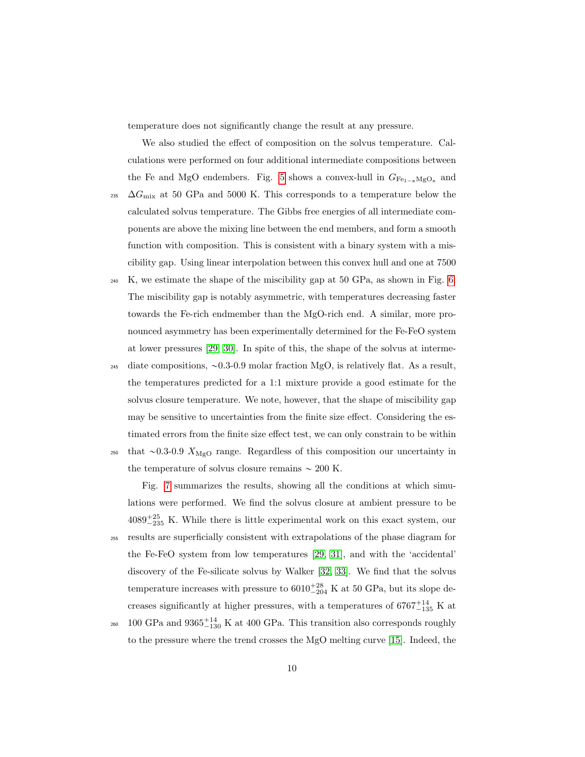temperature does not significantly change the result at any pressure.

We also studied the effect of composition on the solvus temperature. Calculations were performed on four additional intermediate compositions between the Fe and MgO endembers. Fig. 5 shows a convex-hull in $G_{\mathrm{Fe_{1-x}MgO_x}}$ and $\Delta G_{\mathrm{mix}}$ at 50 GPa and 5000 K. This corresponds to a temperature below the calculated solvus temperature. The Gibbs free energies of all intermediate components are above the mixing line between the end members, and form a smooth function with composition. This is consistent with a binary system with a miscibility gap. Using linear interpolation between this convex hull and one at 7500 K, we estimate the shape of the miscibility gap at 50 GPa, as shown in Fig. 6. The miscibility gap is notably asymmetric, with temperatures decreasing faster towards the Fe-rich endmember than the MgO-rich end. A similar, more pronounced asymmetry has been experimentally determined for the Fe-FeO system at lower pressures [29, 30]. In spite of this, the shape of the solvus at intermediate compositions, ∼0.3-0.9 molar fraction MgO, is relatively flat. As a result, the temperatures predicted for a 1:1 mixture provide a good estimate for the solvus closure temperature. We note, however, that the shape of miscibility gap may be sensitive to uncertainties from the finite size effect. Considering the estimated errors from the finite size effect test, we can only constrain to be within that ∼0.3-0.9 $X_{\mathrm{MgO}}$ range. Regardless of this composition our uncertainty in the temperature of solvus closure remains ∼ 200 K.

Fig. 7 summarizes the results, showing all the conditions at which simulations were performed. We find the solvus closure at ambient pressure to be $4089^{+25}_{-235}$ K. While there is little experimental work on this exact system, our results are superficially consistent with extrapolations of the phase diagram for the Fe-FeO system from low temperatures [29, 31], and with the 'accidental' discovery of the Fe-silicate solvus by Walker [32, 33]. We find that the solvus temperature increases with pressure to $6010^{+28}_{-204}$ K at 50 GPa, but its slope decreases significantly at higher pressures, with a temperatures of $6767^{+14}_{-135}$ K at 100 GPa and $9365^{+14}_{-130}$ K at 400 GPa. This transition also corresponds roughly to the pressure where the trend crosses the MgO melting curve [15]. Indeed, the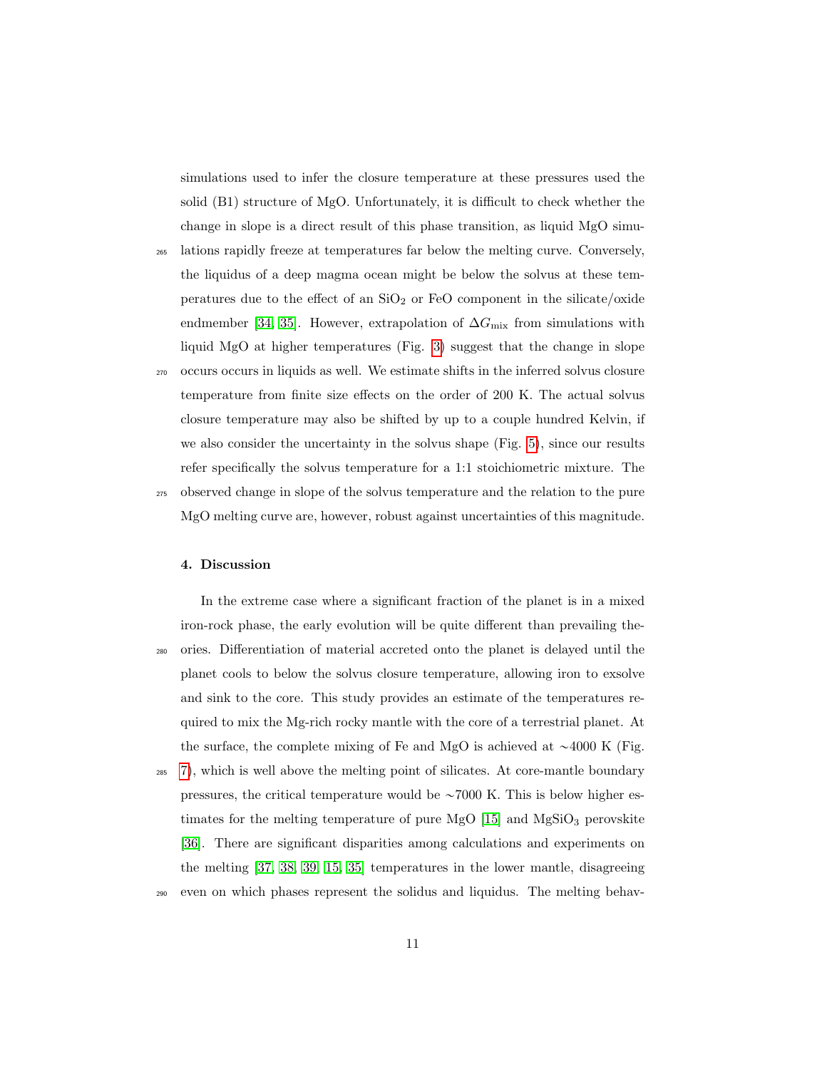simulations used to infer the closure temperature at these pressures used the solid (B1) structure of MgO. Unfortunately, it is difficult to check whether the change in slope is a direct result of this phase transition, as liquid MgO simulations rapidly freeze at temperatures far below the melting curve. Conversely, the liquidus of a deep magma ocean might be below the solvus at these temperatures due to the effect of an $SiO_2$ or FeO component in the silicate/oxide endmember [34, 35]. However, extrapolation of $\Delta G_{\rm mix}$ from simulations with liquid MgO at higher temperatures (Fig. 3) suggest that the change in slope occurs occurs in liquids as well. We estimate shifts in the inferred solvus closure temperature from finite size effects on the order of 200 K. The actual solvus closure temperature may also be shifted by up to a couple hundred Kelvin, if we also consider the uncertainty in the solvus shape (Fig. 5), since our results refer specifically the solvus temperature for a 1:1 stoichiometric mixture. The observed change in slope of the solvus temperature and the relation to the pure MgO melting curve are, however, robust against uncertainties of this magnitude.

## 4. Discussion

In the extreme case where a significant fraction of the planet is in a mixed iron-rock phase, the early evolution will be quite different than prevailing theories. Differentiation of material accreted onto the planet is delayed until the planet cools to below the solvus closure temperature, allowing iron to exsolve and sink to the core. This study provides an estimate of the temperatures required to mix the Mg-rich rocky mantle with the core of a terrestrial planet. At the surface, the complete mixing of Fe and MgO is achieved at ∼4000 K (Fig. 7), which is well above the melting point of silicates. At core-mantle boundary pressures, the critical temperature would be ∼7000 K. This is below higher estimates for the melting temperature of pure MgO [15] and $MgSiO_3$ perovskite [36]. There are significant disparities among calculations and experiments on the melting [37, 38, 39, 15, 35] temperatures in the lower mantle, disagreeing even on which phases represent the solidus and liquidus. The melting behav-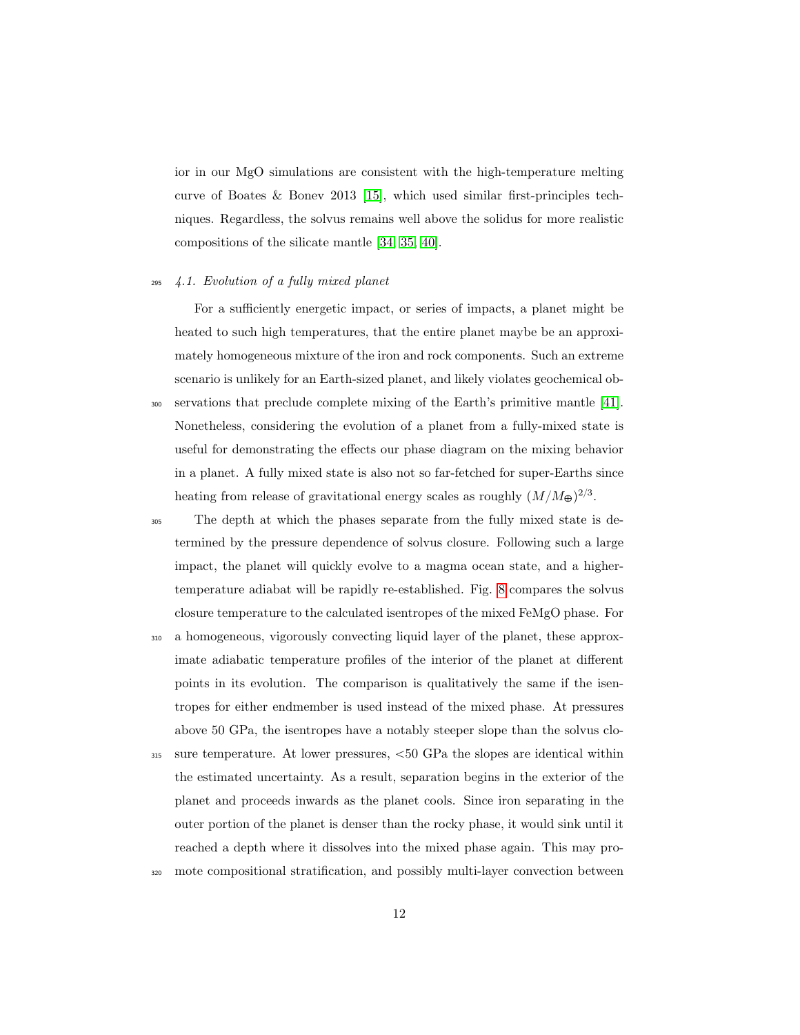ior in our MgO simulations are consistent with the high-temperature melting curve of Boates & Bonev 2013 [15], which used similar first-principles techniques. Regardless, the solvus remains well above the solidus for more realistic compositions of the silicate mantle [34, 35, 40].

### 4.1. Evolution of a fully mixed planet

For a sufficiently energetic impact, or series of impacts, a planet might be heated to such high temperatures, that the entire planet maybe be an approximately homogeneous mixture of the iron and rock components. Such an extreme scenario is unlikely for an Earth-sized planet, and likely violates geochemical observations that preclude complete mixing of the Earth's primitive mantle [41]. Nonetheless, considering the evolution of a planet from a fully-mixed state is useful for demonstrating the effects our phase diagram on the mixing behavior in a planet. A fully mixed state is also not so far-fetched for super-Earths since heating from release of gravitational energy scales as roughly $(M/M_{\oplus})^{2/3}$.

The depth at which the phases separate from the fully mixed state is determined by the pressure dependence of solvus closure. Following such a large impact, the planet will quickly evolve to a magma ocean state, and a higher-temperature adiabat will be rapidly re-established. Fig. 8 compares the solvus closure temperature to the calculated isentropes of the mixed FeMgO phase. For a homogeneous, vigorously convecting liquid layer of the planet, these approximate adiabatic temperature profiles of the interior of the planet at different points in its evolution. The comparison is qualitatively the same if the isentropes for either endmember is used instead of the mixed phase. At pressures above 50 GPa, the isentropes have a notably steeper slope than the solvus closure temperature. At lower pressures, <50 GPa the slopes are identical within the estimated uncertainty. As a result, separation begins in the exterior of the planet and proceeds inwards as the planet cools. Since iron separating in the outer portion of the planet is denser than the rocky phase, it would sink until it reached a depth where it dissolves into the mixed phase again. This may promote compositional stratification, and possibly multi-layer convection between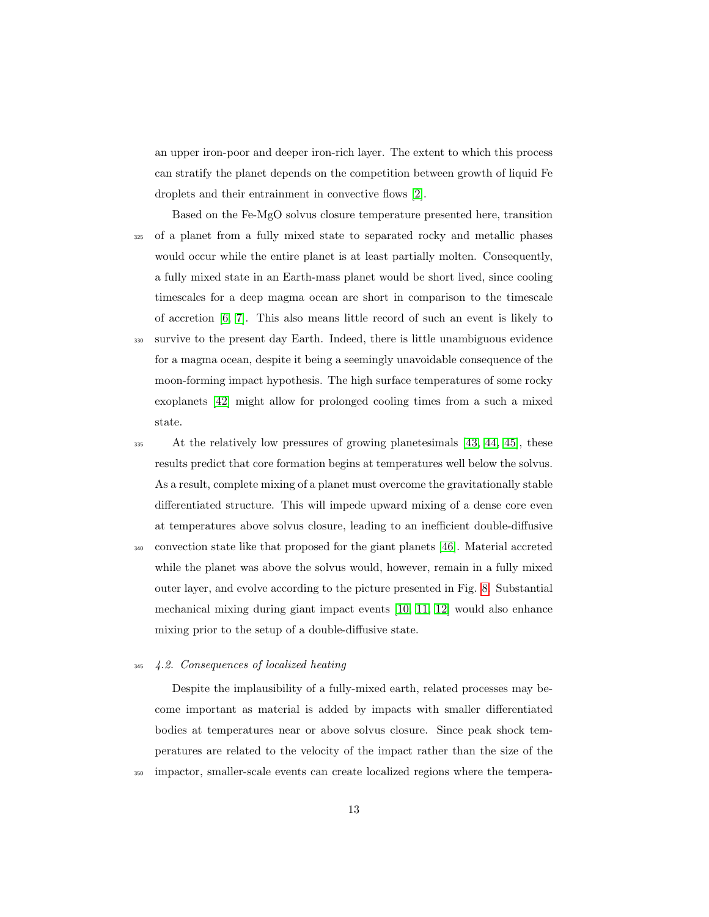an upper iron-poor and deeper iron-rich layer. The extent to which this process can stratify the planet depends on the competition between growth of liquid Fe droplets and their entrainment in convective flows [2].

Based on the Fe-MgO solvus closure temperature presented here, transition of a planet from a fully mixed state to separated rocky and metallic phases would occur while the entire planet is at least partially molten. Consequently, a fully mixed state in an Earth-mass planet would be short lived, since cooling timescales for a deep magma ocean are short in comparison to the timescale of accretion [6, 7]. This also means little record of such an event is likely to survive to the present day Earth. Indeed, there is little unambiguous evidence for a magma ocean, despite it being a seemingly unavoidable consequence of the moon-forming impact hypothesis. The high surface temperatures of some rocky exoplanets [42] might allow for prolonged cooling times from a such a mixed state.

At the relatively low pressures of growing planetesimals [43, 44, 45], these results predict that core formation begins at temperatures well below the solvus. As a result, complete mixing of a planet must overcome the gravitationally stable differentiated structure. This will impede upward mixing of a dense core even at temperatures above solvus closure, leading to an inefficient double-diffusive convection state like that proposed for the giant planets [46]. Material accreted while the planet was above the solvus would, however, remain in a fully mixed outer layer, and evolve according to the picture presented in Fig. 8. Substantial mechanical mixing during giant impact events [10, 11, 12] would also enhance mixing prior to the setup of a double-diffusive state.

### *4.2. Consequences of localized heating*

Despite the implausibility of a fully-mixed earth, related processes may become important as material is added by impacts with smaller differentiated bodies at temperatures near or above solvus closure. Since peak shock temperatures are related to the velocity of the impact rather than the size of the impactor, smaller-scale events can create localized regions where the tempera-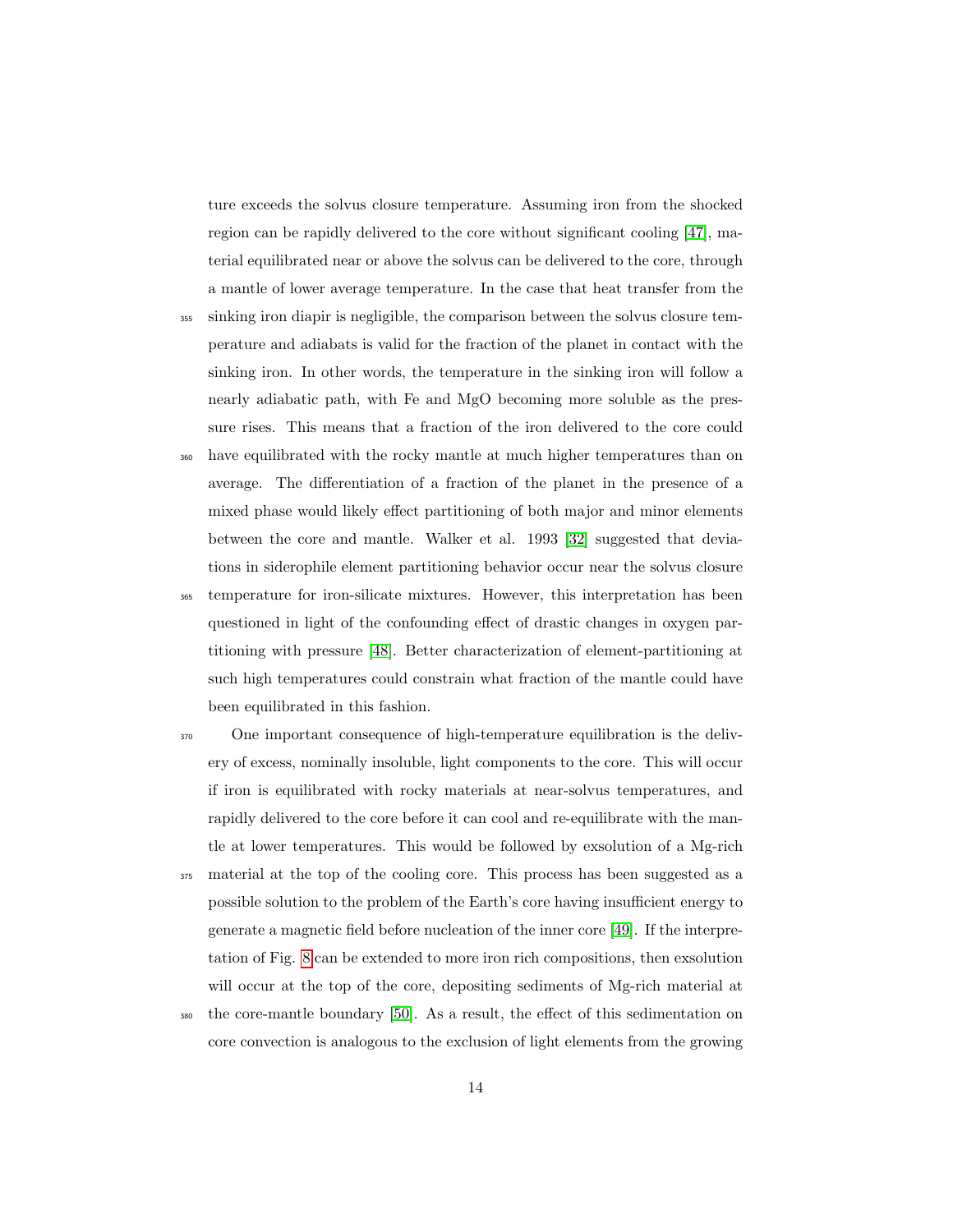ture exceeds the solvus closure temperature. Assuming iron from the shocked region can be rapidly delivered to the core without significant cooling [47], material equilibrated near or above the solvus can be delivered to the core, through a mantle of lower average temperature. In the case that heat transfer from the sinking iron diapir is negligible, the comparison between the solvus closure temperature and adiabats is valid for the fraction of the planet in contact with the sinking iron. In other words, the temperature in the sinking iron will follow a nearly adiabatic path, with Fe and MgO becoming more soluble as the pressure rises. This means that a fraction of the iron delivered to the core could have equilibrated with the rocky mantle at much higher temperatures than on average. The differentiation of a fraction of the planet in the presence of a mixed phase would likely effect partitioning of both major and minor elements between the core and mantle. Walker et al. 1993 [32] suggested that deviations in siderophile element partitioning behavior occur near the solvus closure temperature for iron-silicate mixtures. However, this interpretation has been questioned in light of the confounding effect of drastic changes in oxygen partitioning with pressure [48]. Better characterization of element-partitioning at such high temperatures could constrain what fraction of the mantle could have been equilibrated in this fashion.

One important consequence of high-temperature equilibration is the delivery of excess, nominally insoluble, light components to the core. This will occur if iron is equilibrated with rocky materials at near-solvus temperatures, and rapidly delivered to the core before it can cool and re-equilibrate with the mantle at lower temperatures. This would be followed by exsolution of a Mg-rich material at the top of the cooling core. This process has been suggested as a possible solution to the problem of the Earth's core having insufficient energy to generate a magnetic field before nucleation of the inner core [49]. If the interpretation of Fig. 8 can be extended to more iron rich compositions, then exsolution will occur at the top of the core, depositing sediments of Mg-rich material at the core-mantle boundary [50]. As a result, the effect of this sedimentation on core convection is analogous to the exclusion of light elements from the growing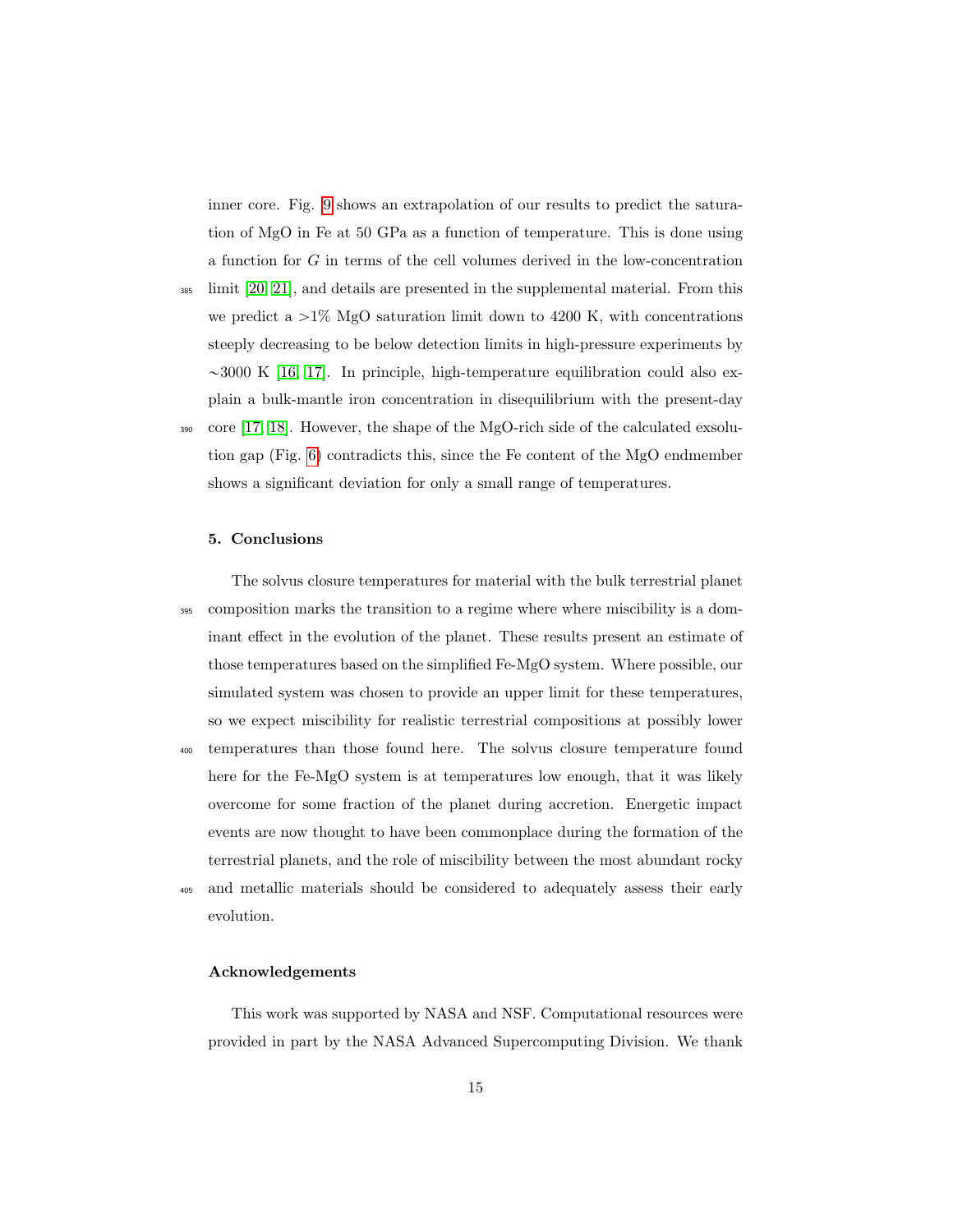inner core. Fig. 9 shows an extrapolation of our results to predict the saturation of MgO in Fe at 50 GPa as a function of temperature. This is done using a function for $G$ in terms of the cell volumes derived in the low-concentration limit [20, 21], and details are presented in the supplemental material. From this we predict a >1% MgO saturation limit down to 4200 K, with concentrations steeply decreasing to be below detection limits in high-pressure experiments by ∼3000 K [16, 17]. In principle, high-temperature equilibration could also explain a bulk-mantle iron concentration in disequilibrium with the present-day core [17, 18]. However, the shape of the MgO-rich side of the calculated exsolution gap (Fig. 6) contradicts this, since the Fe content of the MgO endmember shows a significant deviation for only a small range of temperatures.

## 5. Conclusions

The solvus closure temperatures for material with the bulk terrestrial planet composition marks the transition to a regime where where miscibility is a dominant effect in the evolution of the planet. These results present an estimate of those temperatures based on the simplified Fe-MgO system. Where possible, our simulated system was chosen to provide an upper limit for these temperatures, so we expect miscibility for realistic terrestrial compositions at possibly lower temperatures than those found here. The solvus closure temperature found here for the Fe-MgO system is at temperatures low enough, that it was likely overcome for some fraction of the planet during accretion. Energetic impact events are now thought to have been commonplace during the formation of the terrestrial planets, and the role of miscibility between the most abundant rocky and metallic materials should be considered to adequately assess their early evolution.

## Acknowledgements

This work was supported by NASA and NSF. Computational resources were provided in part by the NASA Advanced Supercomputing Division. We thank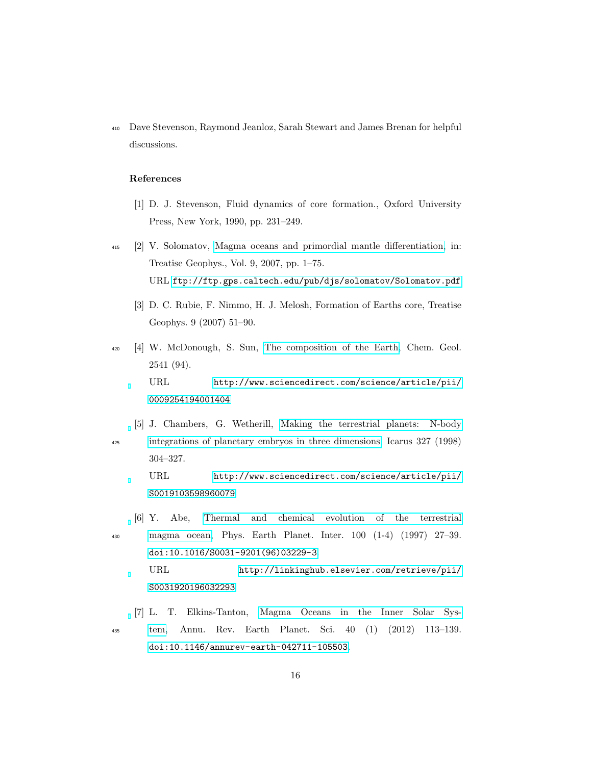Dave Stevenson, Raymond Jeanloz, Sarah Stewart and James Brenan for helpful discussions.

## References

[1] D. J. Stevenson, Fluid dynamics of core formation., Oxford University Press, New York, 1990, pp. 231–249.

[2] V. Solomatov, Magma oceans and primordial mantle differentiation, in: Treatise Geophys., Vol. 9, 2007, pp. 1–75.
URL ftp://ftp.gps.caltech.edu/pub/djs/solomatov/Solomatov.pdf

[3] D. C. Rubie, F. Nimmo, H. J. Melosh, Formation of Earths core, Treatise Geophys. 9 (2007) 51–90.

[4] W. McDonough, S. Sun, The composition of the Earth, Chem. Geol. 2541 (94).
URL http://www.sciencedirect.com/science/article/pii/0009254194001404

[5] J. Chambers, G. Wetherill, Making the terrestrial planets: N-body integrations of planetary embryos in three dimensions, Icarus 327 (1998) 304–327.
URL http://www.sciencedirect.com/science/article/pii/S0019103598960079

[6] Y. Abe, Thermal and chemical evolution of the terrestrial magma ocean, Phys. Earth Planet. Inter. 100 (1-4) (1997) 27–39. doi:10.1016/S0031-9201(96)03229-3.
URL http://linkinghub.elsevier.com/retrieve/pii/S0031920196032293

[7] L. T. Elkins-Tanton, Magma Oceans in the Inner Solar System, Annu. Rev. Earth Planet. Sci. 40 (1) (2012) 113–139. doi:10.1146/annurev-earth-042711-105503.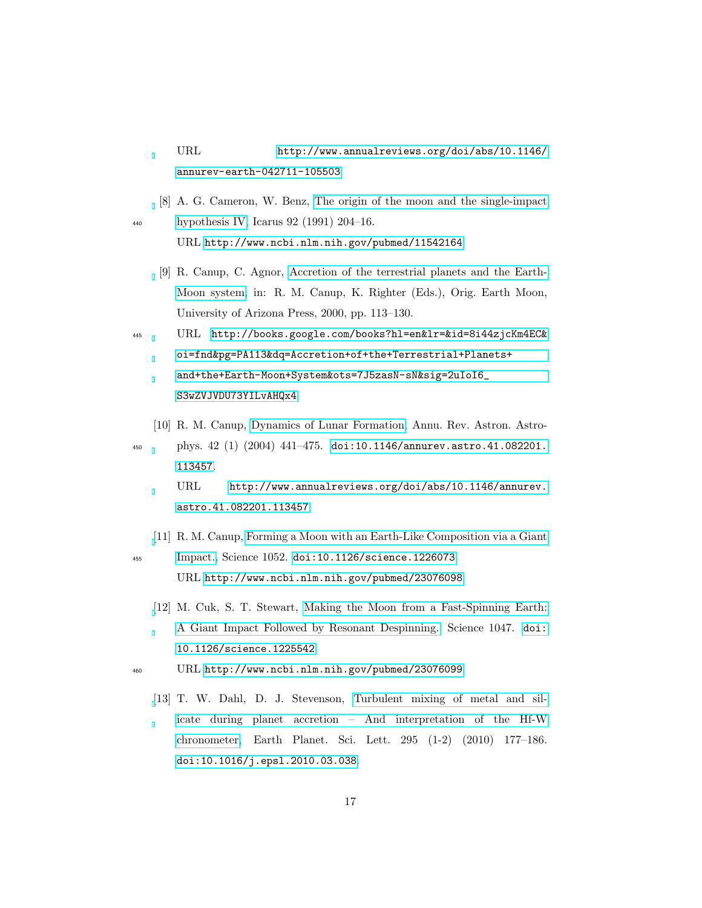URL http://www.annualreviews.org/doi/abs/10.1146/annurev-earth-042711-105503

[8] A. G. Cameron, W. Benz, The origin of the moon and the single-impact hypothesis IV, Icarus 92 (1991) 204–16.
URL http://www.ncbi.nlm.nih.gov/pubmed/11542164

[9] R. Canup, C. Agnor, Accretion of the terrestrial planets and the Earth-Moon system, in: R. M. Canup, K. Righter (Eds.), Orig. Earth Moon, University of Arizona Press, 2000, pp. 113–130.
URL http://books.google.com/books?hl=en&lr=&id=8i44zjcKm4EC&oi=fnd&pg=PA113&dq=Accretion+of+the+Terrestrial+Planets+and+the+Earth-Moon+System&ots=7J5zasN-sN&sig=2uIoI6_S3wZVJVDU73YILvAHQx4

[10] R. M. Canup, Dynamics of Lunar Formation, Annu. Rev. Astron. Astrophys. 42 (1) (2004) 441–475. doi:10.1146/annurev.astro.41.082201.113457.
URL http://www.annualreviews.org/doi/abs/10.1146/annurev.astro.41.082201.113457

[11] R. M. Canup, Forming a Moon with an Earth-Like Composition via a Giant Impact., Science 1052. doi:10.1126/science.1226073.
URL http://www.ncbi.nlm.nih.gov/pubmed/23076098

[12] M. Cuk, S. T. Stewart, Making the Moon from a Fast-Spinning Earth: A Giant Impact Followed by Resonant Despinning., Science 1047. doi:10.1126/science.1225542.
URL http://www.ncbi.nlm.nih.gov/pubmed/23076099

[13] T. W. Dahl, D. J. Stevenson, Turbulent mixing of metal and silicate during planet accretion – And interpretation of the Hf-W chronometer, Earth Planet. Sci. Lett. 295 (1-2) (2010) 177–186. doi:10.1016/j.epsl.2010.03.038.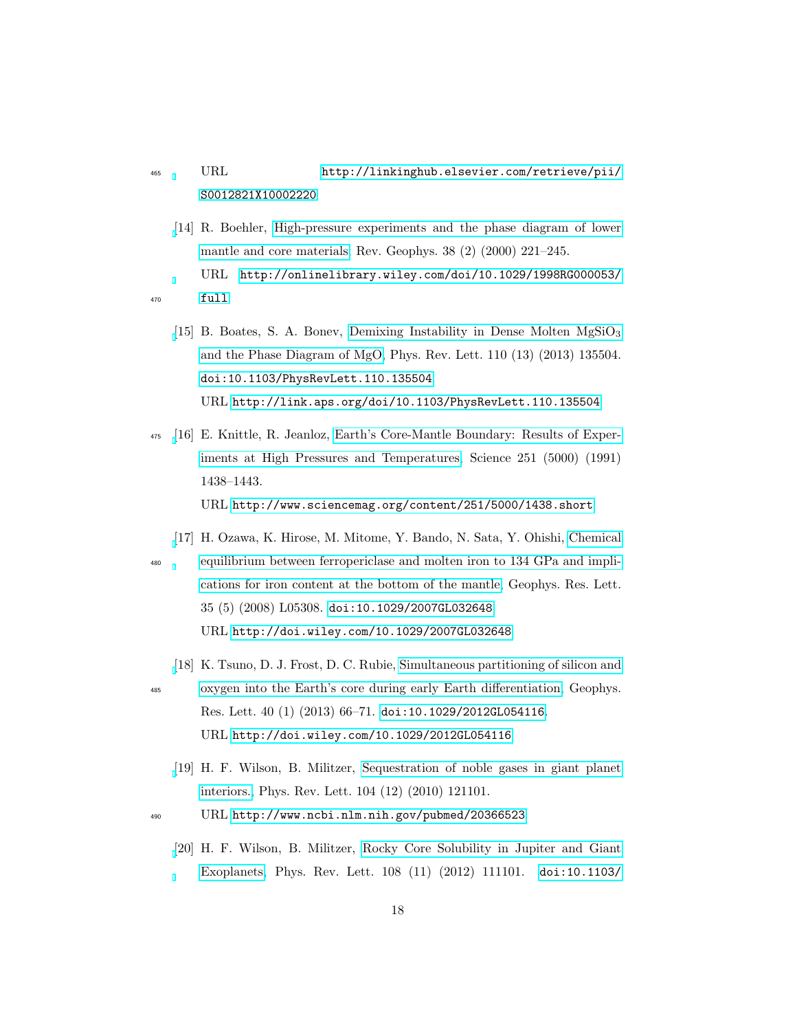URL http://linkinghub.elsevier.com/retrieve/pii/S0012821X10002220

[14] R. Boehler, High-pressure experiments and the phase diagram of lower mantle and core materials, Rev. Geophys. 38 (2) (2000) 221–245.
URL http://onlinelibrary.wiley.com/doi/10.1029/1998RG000053/full

[15] B. Boates, S. A. Bonev, Demixing Instability in Dense Molten $MgSiO_3$ and the Phase Diagram of MgO, Phys. Rev. Lett. 110 (13) (2013) 135504. doi:10.1103/PhysRevLett.110.135504.
URL http://link.aps.org/doi/10.1103/PhysRevLett.110.135504

[16] E. Knittle, R. Jeanloz, Earth's Core-Mantle Boundary: Results of Experiments at High Pressures and Temperatures, Science 251 (5000) (1991) 1438–1443.
URL http://www.sciencemag.org/content/251/5000/1438.short

[17] H. Ozawa, K. Hirose, M. Mitome, Y. Bando, N. Sata, Y. Ohishi, Chemical equilibrium between ferropericlase and molten iron to 134 GPa and implications for iron content at the bottom of the mantle, Geophys. Res. Lett. 35 (5) (2008) L05308. doi:10.1029/2007GL032648.
URL http://doi.wiley.com/10.1029/2007GL032648

[18] K. Tsuno, D. J. Frost, D. C. Rubie, Simultaneous partitioning of silicon and oxygen into the Earth's core during early Earth differentiation, Geophys. Res. Lett. 40 (1) (2013) 66–71. doi:10.1029/2012GL054116.
URL http://doi.wiley.com/10.1029/2012GL054116

[19] H. F. Wilson, B. Militzer, Sequestration of noble gases in giant planet interiors., Phys. Rev. Lett. 104 (12) (2010) 121101.
URL http://www.ncbi.nlm.nih.gov/pubmed/20366523

[20] H. F. Wilson, B. Militzer, Rocky Core Solubility in Jupiter and Giant Exoplanets, Phys. Rev. Lett. 108 (11) (2012) 111101. doi:10.1103/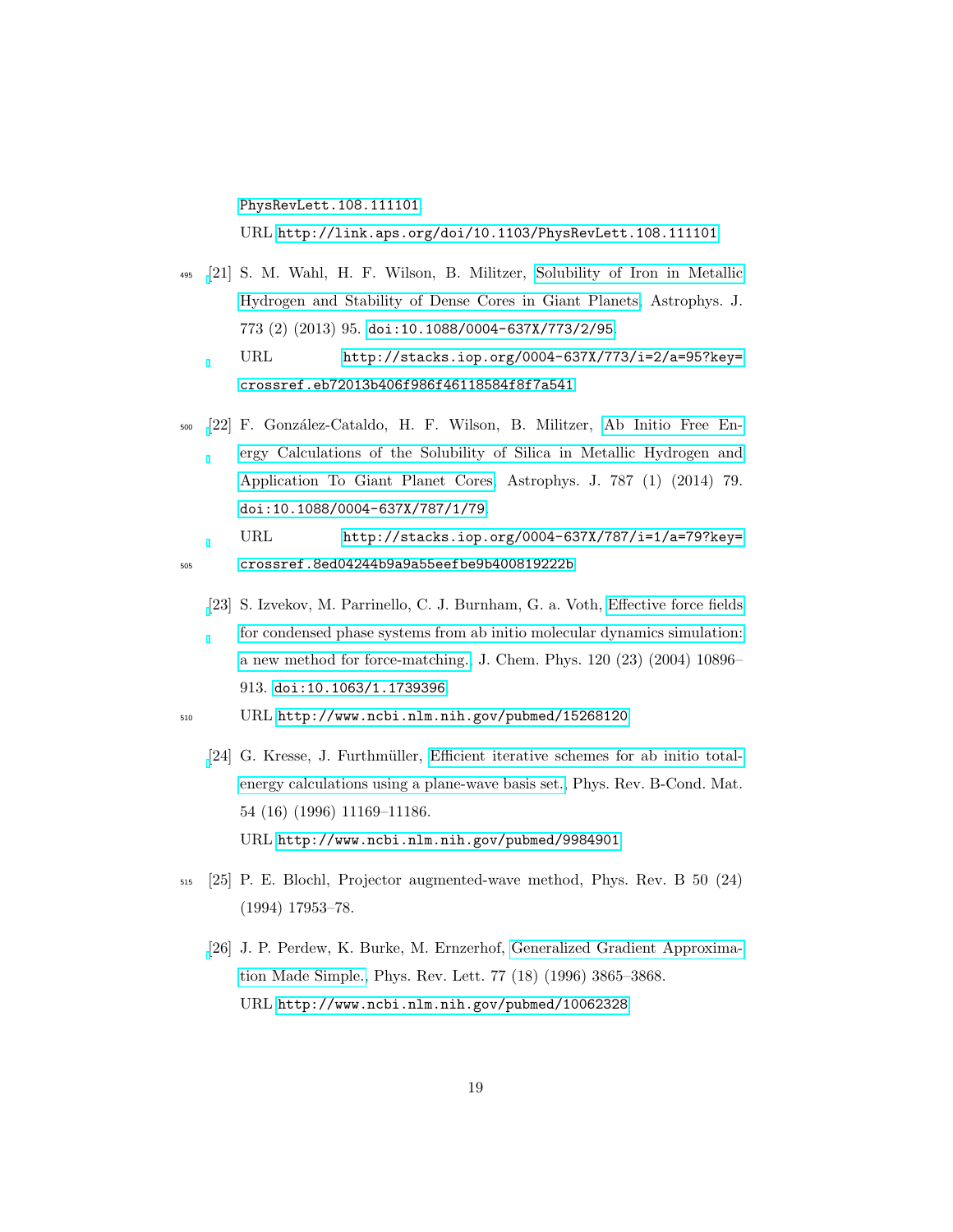PhysRevLett.108.111101.
URL http://link.aps.org/doi/10.1103/PhysRevLett.108.111101

[21] S. M. Wahl, H. F. Wilson, B. Militzer, Solubility of Iron in Metallic Hydrogen and Stability of Dense Cores in Giant Planets, Astrophys. J. 773 (2) (2013) 95. doi:10.1088/0004-637X/773/2/95.
URL http://stacks.iop.org/0004-637X/773/i=2/a=95?key=crossref.eb72013b406f986f46118584f8f7a541

[22] F. González-Cataldo, H. F. Wilson, B. Militzer, Ab Initio Free Energy Calculations of the Solubility of Silica in Metallic Hydrogen and Application To Giant Planet Cores, Astrophys. J. 787 (1) (2014) 79. doi:10.1088/0004-637X/787/1/79.
URL http://stacks.iop.org/0004-637X/787/i=1/a=79?key=crossref.8ed04244b9a9a55eefbe9b400819222b

[23] S. Izvekov, M. Parrinello, C. J. Burnham, G. a. Voth, Effective force fields for condensed phase systems from ab initio molecular dynamics simulation: a new method for force-matching., J. Chem. Phys. 120 (23) (2004) 10896–913. doi:10.1063/1.1739396.
URL http://www.ncbi.nlm.nih.gov/pubmed/15268120

[24] G. Kresse, J. Furthmüller, Efficient iterative schemes for ab initio total-energy calculations using a plane-wave basis set., Phys. Rev. B-Cond. Mat. 54 (16) (1996) 11169–11186.
URL http://www.ncbi.nlm.nih.gov/pubmed/9984901

[25] P. E. Blochl, Projector augmented-wave method, Phys. Rev. B 50 (24) (1994) 17953–78.

[26] J. P. Perdew, K. Burke, M. Ernzerhof, Generalized Gradient Approximation Made Simple., Phys. Rev. Lett. 77 (18) (1996) 3865–3868.
URL http://www.ncbi.nlm.nih.gov/pubmed/10062328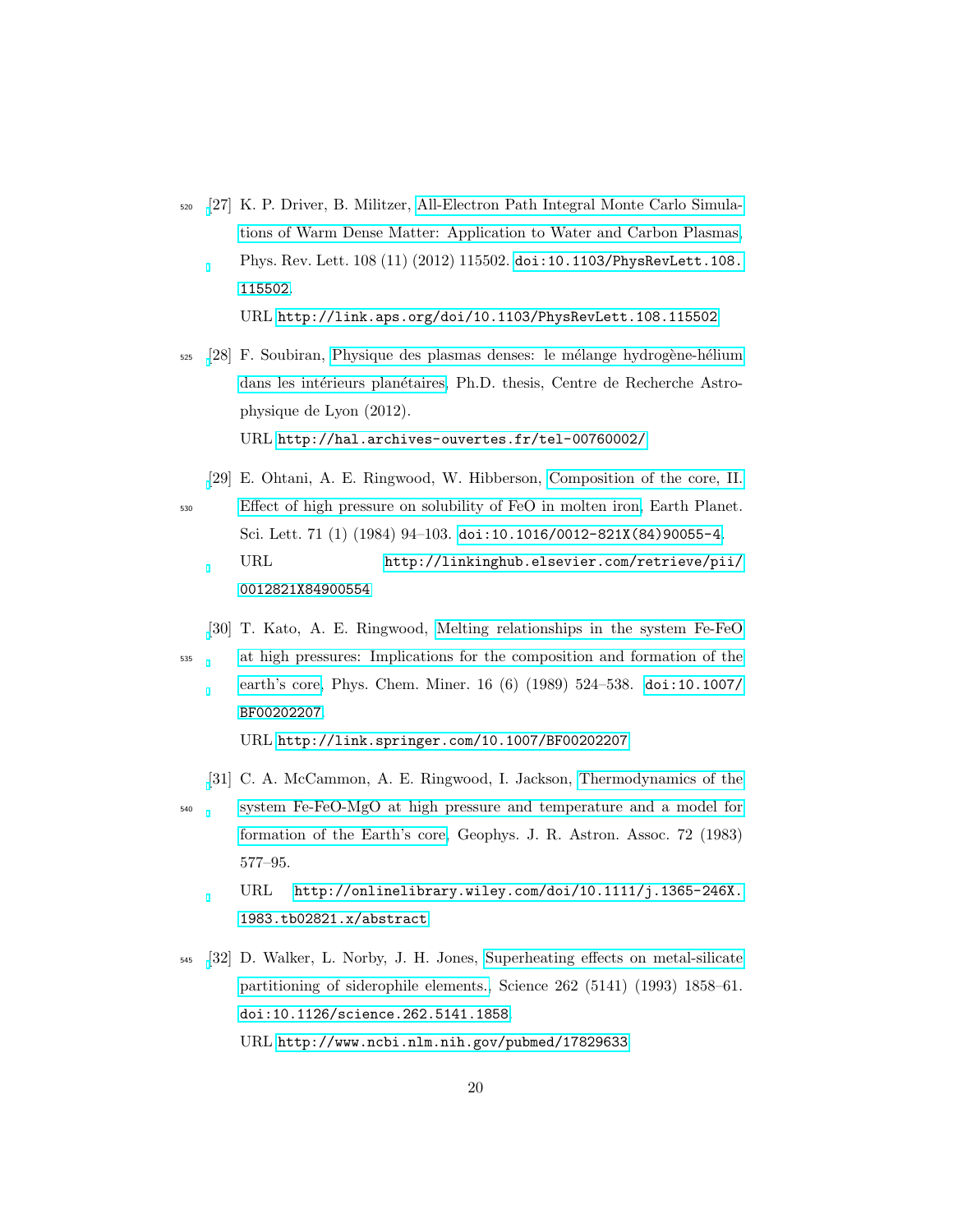[27] K. P. Driver, B. Militzer, All-Electron Path Integral Monte Carlo Simulations of Warm Dense Matter: Application to Water and Carbon Plasmas, Phys. Rev. Lett. 108 (11) (2012) 115502. doi:10.1103/PhysRevLett.108.115502.
URL http://link.aps.org/doi/10.1103/PhysRevLett.108.115502

[28] F. Soubiran, Physique des plasmas denses: le mélange hydrogène-hélium dans les intérieurs planétaires, Ph.D. thesis, Centre de Recherche Astrophysique de Lyon (2012).
URL http://hal.archives-ouvertes.fr/tel-00760002/

[29] E. Ohtani, A. E. Ringwood, W. Hibberson, Composition of the core, II. Effect of high pressure on solubility of FeO in molten iron, Earth Planet. Sci. Lett. 71 (1) (1984) 94–103. doi:10.1016/0012-821X(84)90055-4.
URL http://linkinghub.elsevier.com/retrieve/pii/0012821X84900554

[30] T. Kato, A. E. Ringwood, Melting relationships in the system Fe-FeO at high pressures: Implications for the composition and formation of the earth's core, Phys. Chem. Miner. 16 (6) (1989) 524–538. doi:10.1007/BF00202207.
URL http://link.springer.com/10.1007/BF00202207

[31] C. A. McCammon, A. E. Ringwood, I. Jackson, Thermodynamics of the system Fe-FeO-MgO at high pressure and temperature and a model for formation of the Earth's core, Geophys. J. R. Astron. Assoc. 72 (1983) 577–95.
URL http://onlinelibrary.wiley.com/doi/10.1111/j.1365-246X.1983.tb02821.x/abstract

[32] D. Walker, L. Norby, J. H. Jones, Superheating effects on metal-silicate partitioning of siderophile elements., Science 262 (5141) (1993) 1858–61. doi:10.1126/science.262.5141.1858.
URL http://www.ncbi.nlm.nih.gov/pubmed/17829633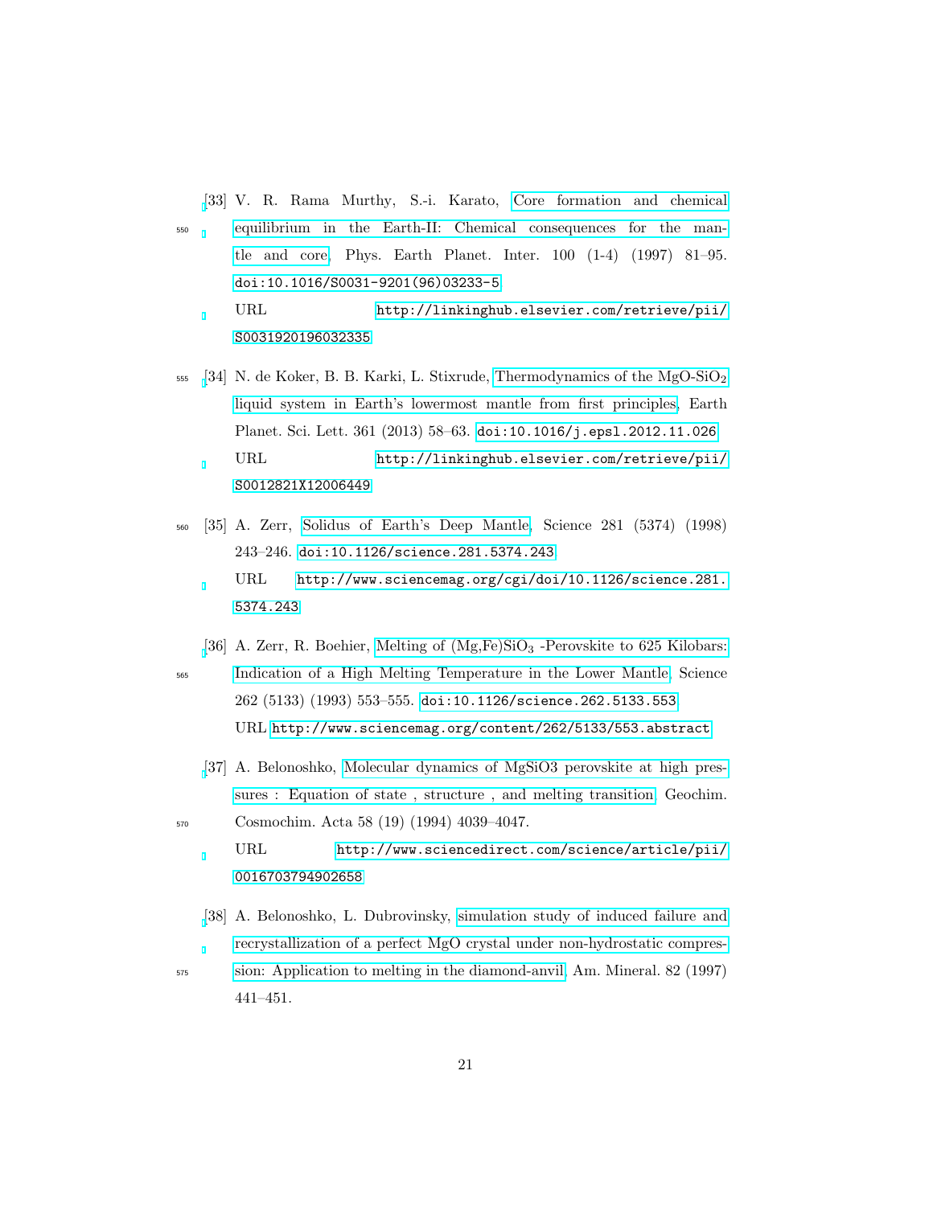[33] V. R. Rama Murthy, S.-i. Karato, Core formation and chemical equilibrium in the Earth-II: Chemical consequences for the mantle and core, Phys. Earth Planet. Inter. 100 (1-4) (1997) 81–95. doi:10.1016/S0031-9201(96)03233-5.
URL http://linkinghub.elsevier.com/retrieve/pii/S0031920196032335

[34] N. de Koker, B. B. Karki, L. Stixrude, Thermodynamics of the MgO-$SiO_2$ liquid system in Earth's lowermost mantle from first principles, Earth Planet. Sci. Lett. 361 (2013) 58–63. doi:10.1016/j.epsl.2012.11.026.
URL http://linkinghub.elsevier.com/retrieve/pii/S0012821X12006449

[35] A. Zerr, Solidus of Earth's Deep Mantle, Science 281 (5374) (1998) 243–246. doi:10.1126/science.281.5374.243.
URL http://www.sciencemag.org/cgi/doi/10.1126/science.281.5374.243

[36] A. Zerr, R. Boehier, Melting of (Mg,Fe)$SiO_3$ -Perovskite to 625 Kilobars: Indication of a High Melting Temperature in the Lower Mantle, Science 262 (5133) (1993) 553–555. doi:10.1126/science.262.5133.553.
URL http://www.sciencemag.org/content/262/5133/553.abstract

[37] A. Belonoshko, Molecular dynamics of MgSiO3 perovskite at high pressures : Equation of state , structure , and melting transition, Geochim. Cosmochim. Acta 58 (19) (1994) 4039–4047.
URL http://www.sciencedirect.com/science/article/pii/0016703794902658

[38] A. Belonoshko, L. Dubrovinsky, simulation study of induced failure and recrystallization of a perfect MgO crystal under non-hydrostatic compression: Application to melting in the diamond-anvil, Am. Mineral. 82 (1997) 441–451.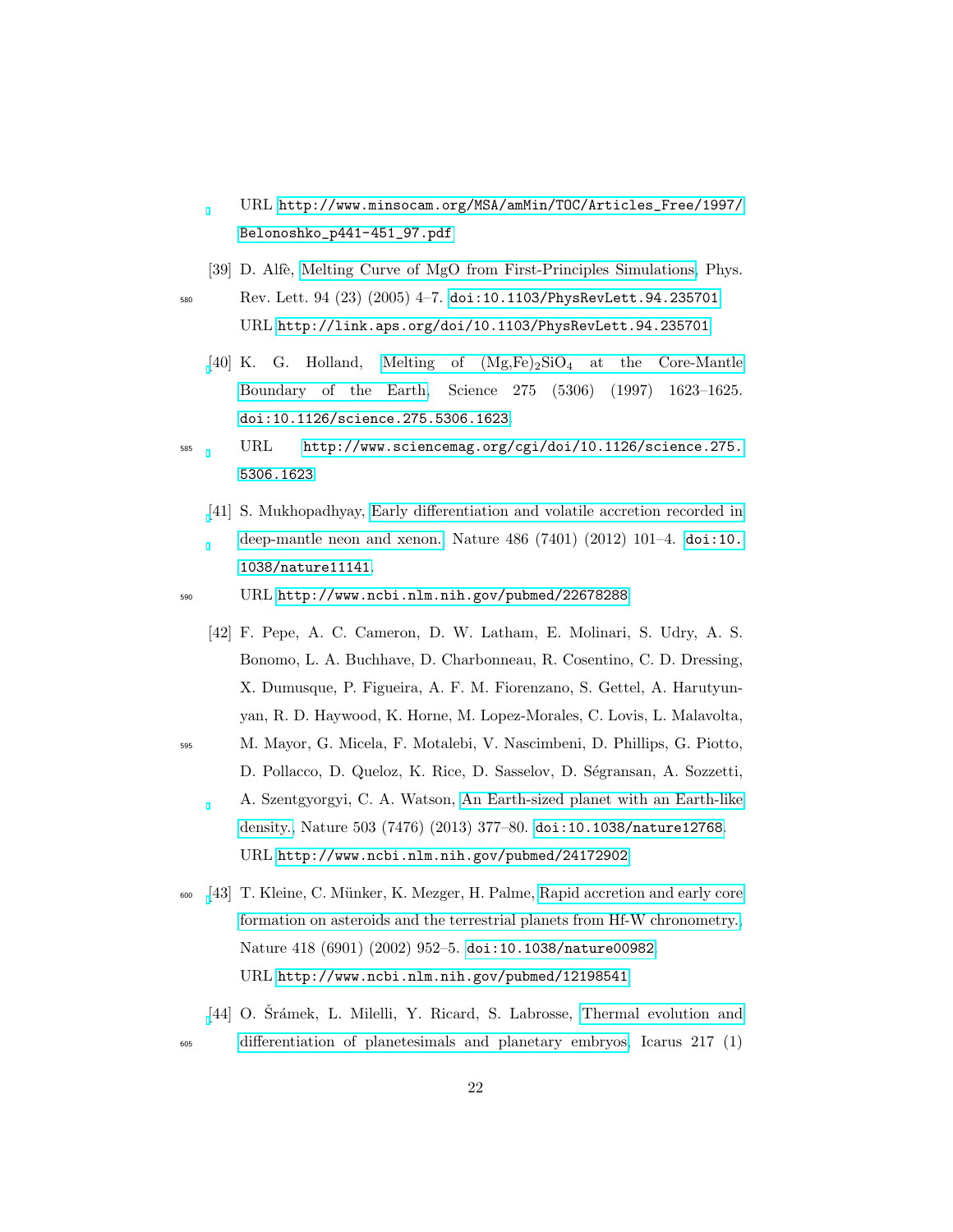URL http://www.minsocam.org/MSA/amMin/TOC/Articles_Free/1997/Belonoshko_p441-451_97.pdf

[39] D. Alfè, Melting Curve of MgO from First-Principles Simulations, Phys. Rev. Lett. 94 (23) (2005) 4–7. doi:10.1103/PhysRevLett.94.235701. URL http://link.aps.org/doi/10.1103/PhysRevLett.94.235701

[40] K. G. Holland, Melting of $(Mg,Fe)_2SiO_4$ at the Core-Mantle Boundary of the Earth, Science 275 (5306) (1997) 1623–1625. doi:10.1126/science.275.5306.1623. URL http://www.sciencemag.org/cgi/doi/10.1126/science.275.5306.1623

[41] S. Mukhopadhyay, Early differentiation and volatile accretion recorded in deep-mantle neon and xenon., Nature 486 (7401) (2012) 101–4. doi:10.1038/nature11141. URL http://www.ncbi.nlm.nih.gov/pubmed/22678288

[42] F. Pepe, A. C. Cameron, D. W. Latham, E. Molinari, S. Udry, A. S. Bonomo, L. A. Buchhave, D. Charbonneau, R. Cosentino, C. D. Dressing, X. Dumusque, P. Figueira, A. F. M. Fiorenzano, S. Gettel, A. Harutyunyan, R. D. Haywood, K. Horne, M. Lopez-Morales, C. Lovis, L. Malavolta, M. Mayor, G. Micela, F. Motalebi, V. Nascimbeni, D. Phillips, G. Piotto, D. Pollacco, D. Queloz, K. Rice, D. Sasselov, D. Ségransan, A. Sozzetti, A. Szentgyorgyi, C. A. Watson, An Earth-sized planet with an Earth-like density., Nature 503 (7476) (2013) 377–80. doi:10.1038/nature12768. URL http://www.ncbi.nlm.nih.gov/pubmed/24172902

[43] T. Kleine, C. Münker, K. Mezger, H. Palme, Rapid accretion and early core formation on asteroids and the terrestrial planets from Hf-W chronometry., Nature 418 (6901) (2002) 952–5. doi:10.1038/nature00982. URL http://www.ncbi.nlm.nih.gov/pubmed/12198541

[44] O. Šrámek, L. Milelli, Y. Ricard, S. Labrosse, Thermal evolution and differentiation of planetesimals and planetary embryos, Icarus 217 (1)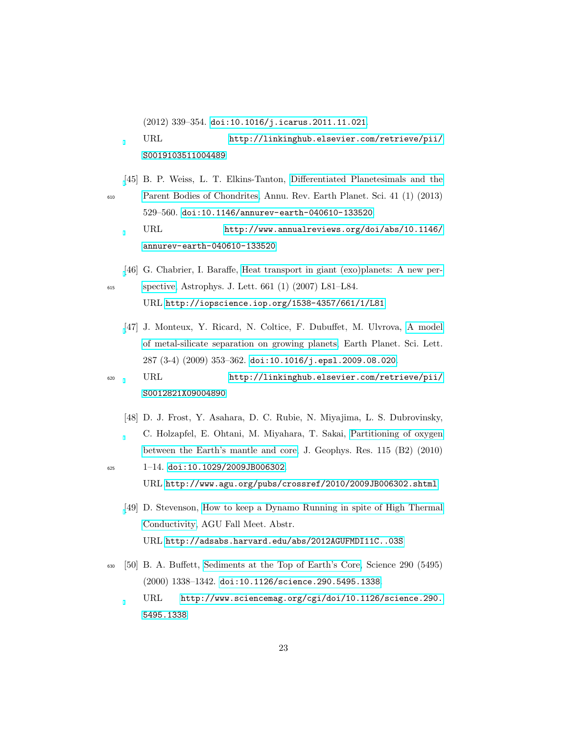(2012) 339–354. doi:10.1016/j.icarus.2011.11.021.
URL http://linkinghub.elsevier.com/retrieve/pii/S0019103511004489

[45] B. P. Weiss, L. T. Elkins-Tanton, Differentiated Planetesimals and the Parent Bodies of Chondrites, Annu. Rev. Earth Planet. Sci. 41 (1) (2013) 529–560. doi:10.1146/annurev-earth-040610-133520.
URL http://www.annualreviews.org/doi/abs/10.1146/annurev-earth-040610-133520

[46] G. Chabrier, I. Baraffe, Heat transport in giant (exo)planets: A new perspective, Astrophys. J. Lett. 661 (1) (2007) L81–L84.
URL http://iopscience.iop.org/1538-4357/661/1/L81

[47] J. Monteux, Y. Ricard, N. Coltice, F. Dubuffet, M. Ulvrova, A model of metal-silicate separation on growing planets, Earth Planet. Sci. Lett. 287 (3-4) (2009) 353–362. doi:10.1016/j.epsl.2009.08.020.
URL http://linkinghub.elsevier.com/retrieve/pii/S0012821X09004890

[48] D. J. Frost, Y. Asahara, D. C. Rubie, N. Miyajima, L. S. Dubrovinsky, C. Holzapfel, E. Ohtani, M. Miyahara, T. Sakai, Partitioning of oxygen between the Earth's mantle and core, J. Geophys. Res. 115 (B2) (2010) 1–14. doi:10.1029/2009JB006302.
URL http://www.agu.org/pubs/crossref/2010/2009JB006302.shtml

[49] D. Stevenson, How to keep a Dynamo Running in spite of High Thermal Conductivity, AGU Fall Meet. Abstr.
URL http://adsabs.harvard.edu/abs/2012AGUFMDI11C..03S

[50] B. A. Buffett, Sediments at the Top of Earth's Core, Science 290 (5495) (2000) 1338–1342. doi:10.1126/science.290.5495.1338.
URL http://www.sciencemag.org/cgi/doi/10.1126/science.290.5495.1338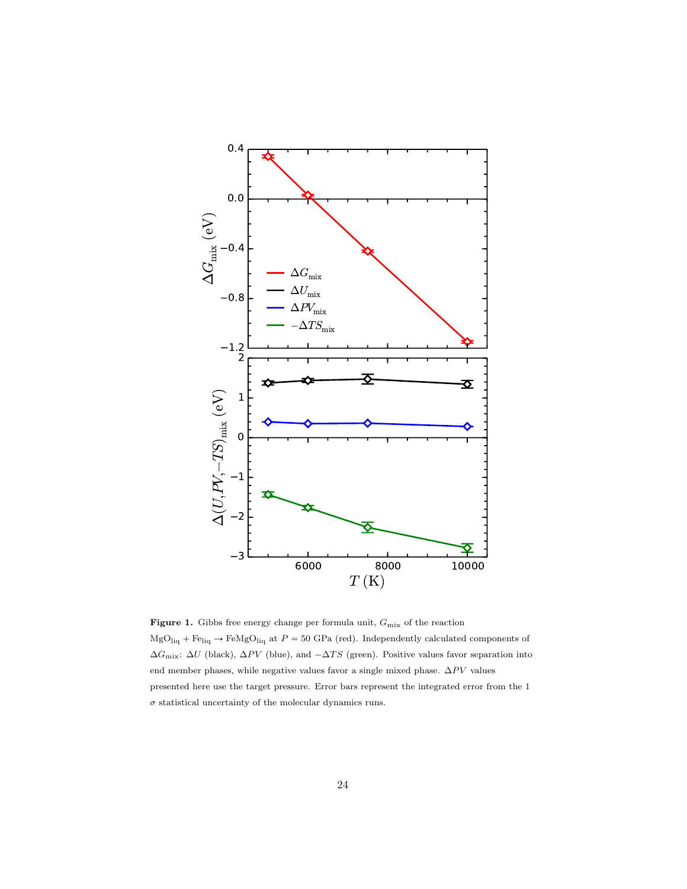**Figure 1.** Gibbs free energy change per formula unit, $G_{\mathrm{mix}}$ of the reaction $\mathrm{MgO_{liq}} + \mathrm{Fe_{liq}} \rightarrow \mathrm{FeMgO_{liq}}$ at $P = 50$ GPa (red). Independently calculated components of $\Delta G_{\mathrm{mix}}$: $\Delta U$ (black), $\Delta PV$ (blue), and $-\Delta TS$ (green). Positive values favor separation into end member phases, while negative values favor a single mixed phase. $\Delta PV$ values presented here use the target pressure. Error bars represent the integrated error from the 1 $\sigma$ statistical uncertainty of the molecular dynamics runs.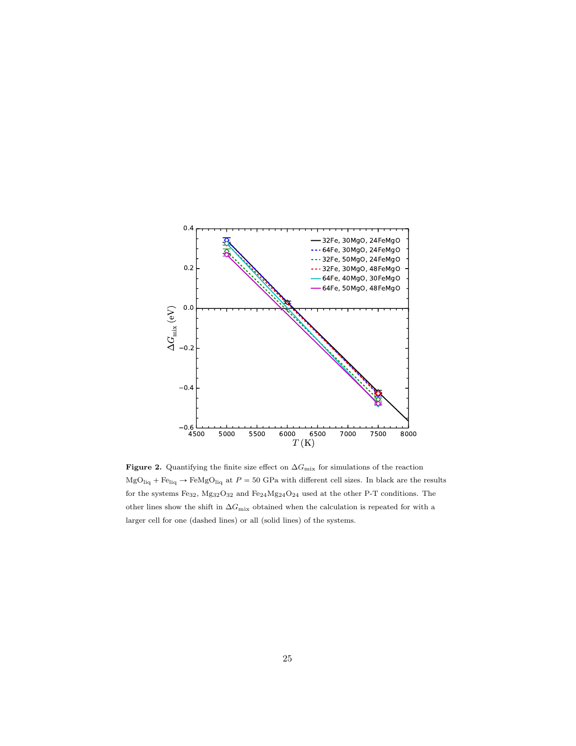**Figure 2.** Quantifying the finite size effect on $\Delta G_{\mathrm{mix}}$ for simulations of the reaction $\mathrm{MgO_{liq}} + \mathrm{Fe_{liq}} \rightarrow \mathrm{FeMgO_{liq}}$ at $P = 50$ GPa with different cell sizes. In black are the results for the systems $\mathrm{Fe_{32}}$, $\mathrm{Mg_{32}O_{32}}$ and $\mathrm{Fe_{24}Mg_{24}O_{24}}$ used at the other P-T conditions. The other lines show the shift in $\Delta G_{\mathrm{mix}}$ obtained when the calculation is repeated for with a larger cell for one (dashed lines) or all (solid lines) of the systems.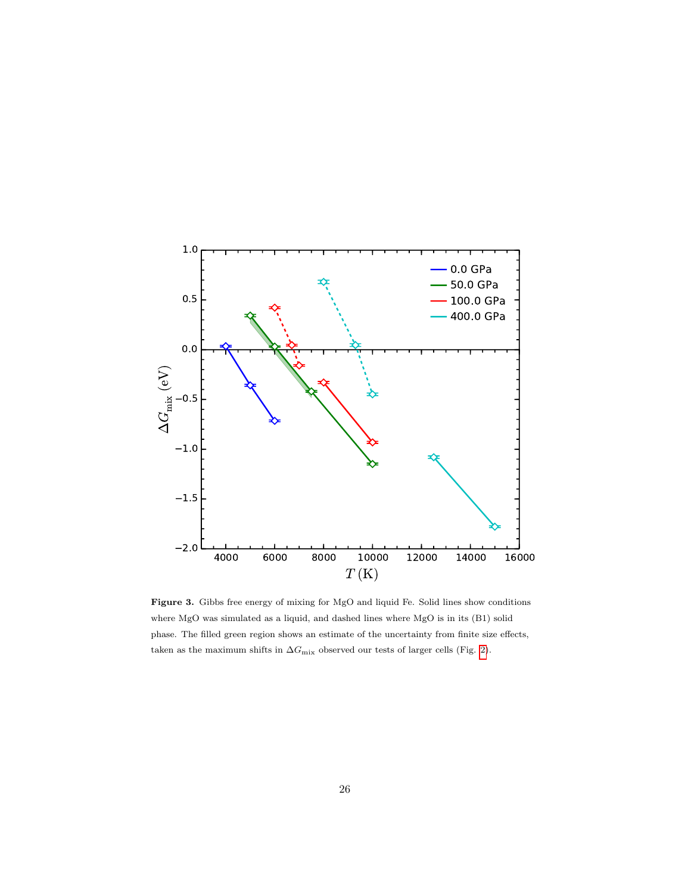**Figure 3.** Gibbs free energy of mixing for MgO and liquid Fe. Solid lines show conditions where MgO was simulated as a liquid, and dashed lines where MgO is in its (B1) solid phase. The filled green region shows an estimate of the uncertainty from finite size effects, taken as the maximum shifts in $\Delta G_{\mathrm{mix}}$ observed our tests of larger cells (Fig. 2).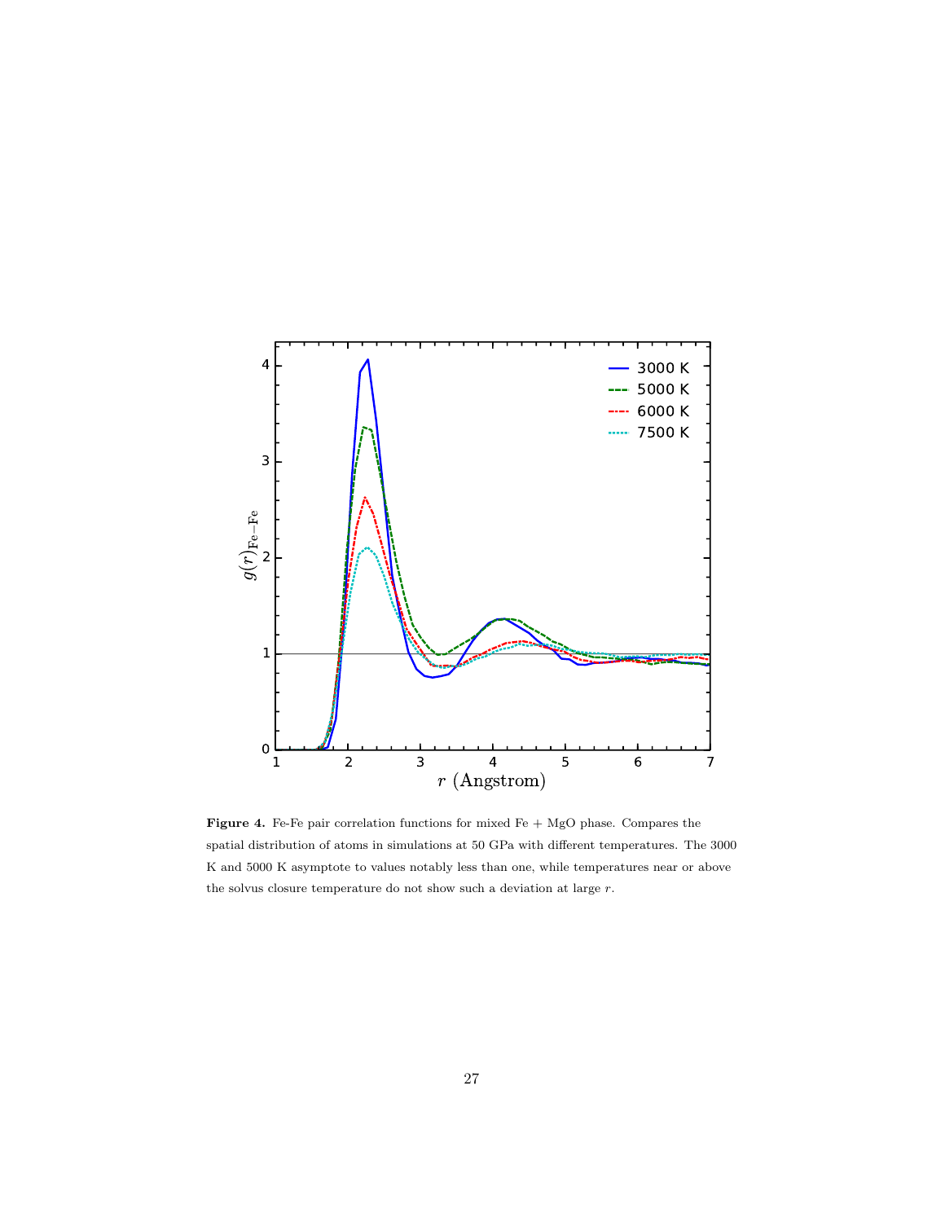**Figure 4.** Fe-Fe pair correlation functions for mixed Fe + MgO phase. Compares the spatial distribution of atoms in simulations at 50 GPa with different temperatures. The 3000 K and 5000 K asymptote to values notably less than one, while temperatures near or above the solvus closure temperature do not show such a deviation at large $r$.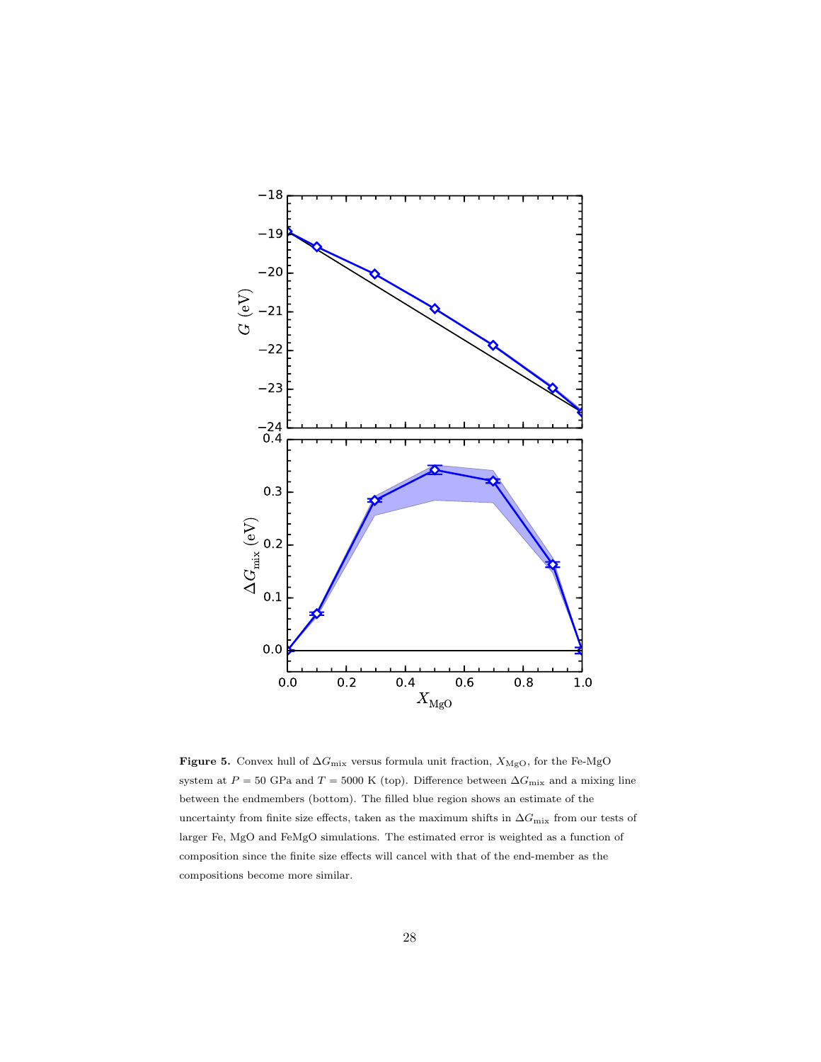**Figure 5.** Convex hull of $\Delta G_{\rm mix}$ versus formula unit fraction, $X_{\rm MgO}$, for the Fe-MgO system at $P = 50$ GPa and $T = 5000$ K (top). Difference between $\Delta G_{\rm mix}$ and a mixing line between the endmembers (bottom). The filled blue region shows an estimate of the uncertainty from finite size effects, taken as the maximum shifts in $\Delta G_{\rm mix}$ from our tests of larger Fe, MgO and FeMgO simulations. The estimated error is weighted as a function of composition since the finite size effects will cancel with that of the end-member as the compositions become more similar.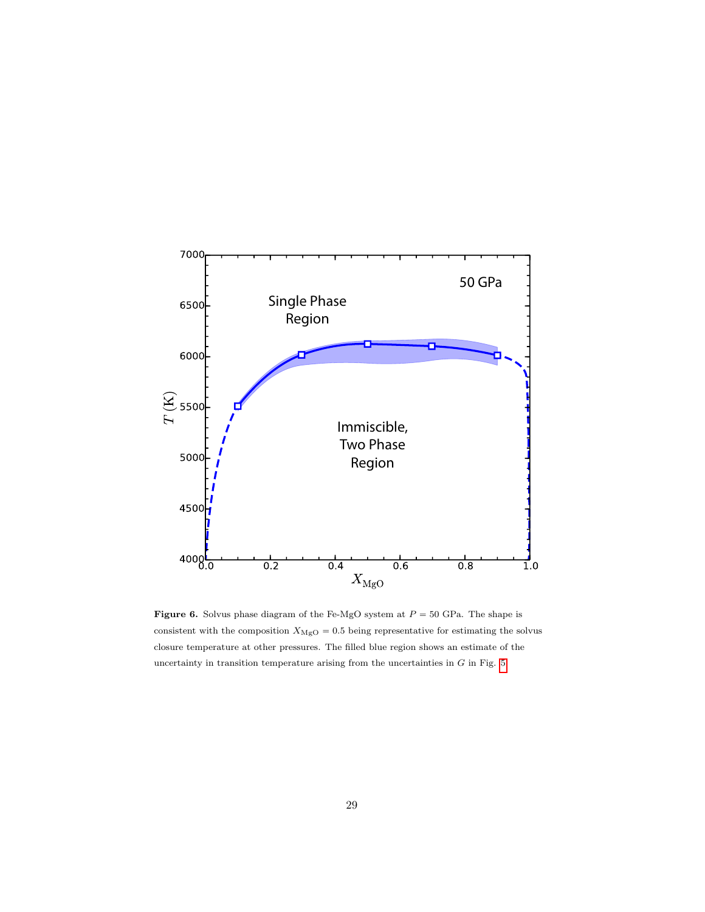**Figure 6.** Solvus phase diagram of the Fe-MgO system at $P = 50$ GPa. The shape is consistent with the composition $X_{\rm MgO} = 0.5$ being representative for estimating the solvus closure temperature at other pressures. The filled blue region shows an estimate of the uncertainty in transition temperature arising from the uncertainties in $G$ in Fig. 5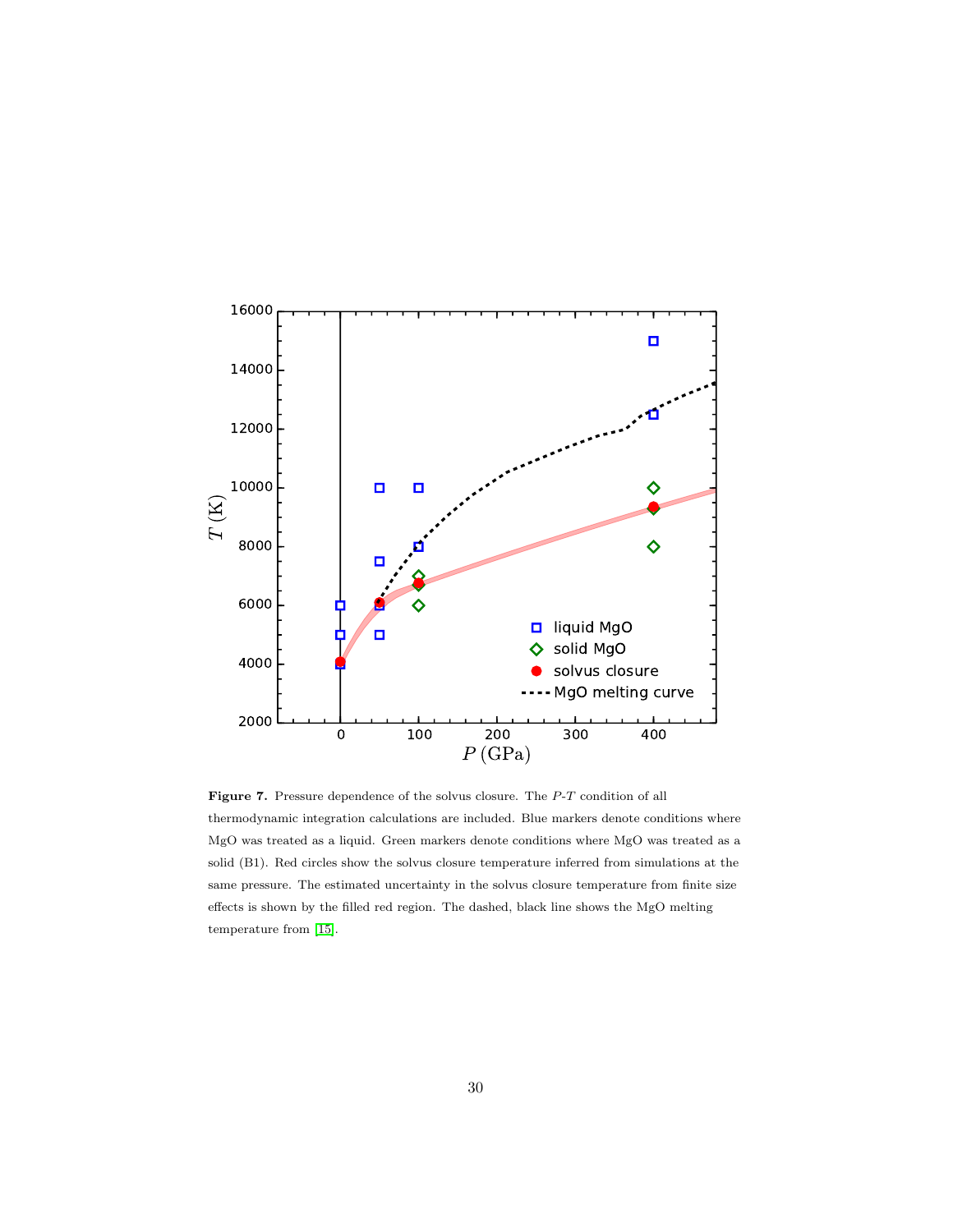**Figure 7.** Pressure dependence of the solvus closure. The $P$-$T$ condition of all thermodynamic integration calculations are included. Blue markers denote conditions where MgO was treated as a liquid. Green markers denote conditions where MgO was treated as a solid (B1). Red circles show the solvus closure temperature inferred from simulations at the same pressure. The estimated uncertainty in the solvus closure temperature from finite size effects is shown by the filled red region. The dashed, black line shows the MgO melting temperature from [15].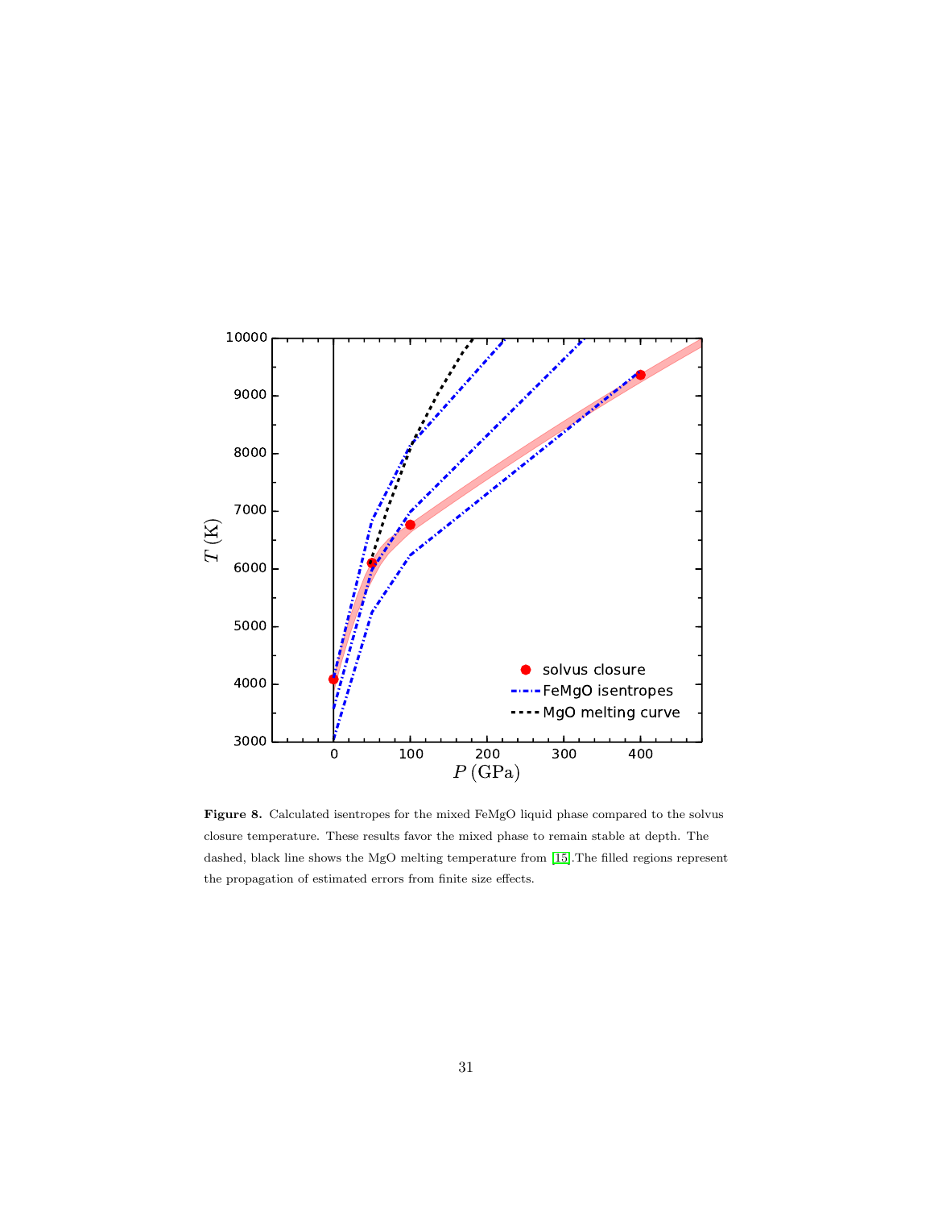**Figure 8.** Calculated isentropes for the mixed FeMgO liquid phase compared to the solvus closure temperature. These results favor the mixed phase to remain stable at depth. The dashed, black line shows the MgO melting temperature from [15].The filled regions represent the propagation of estimated errors from finite size effects.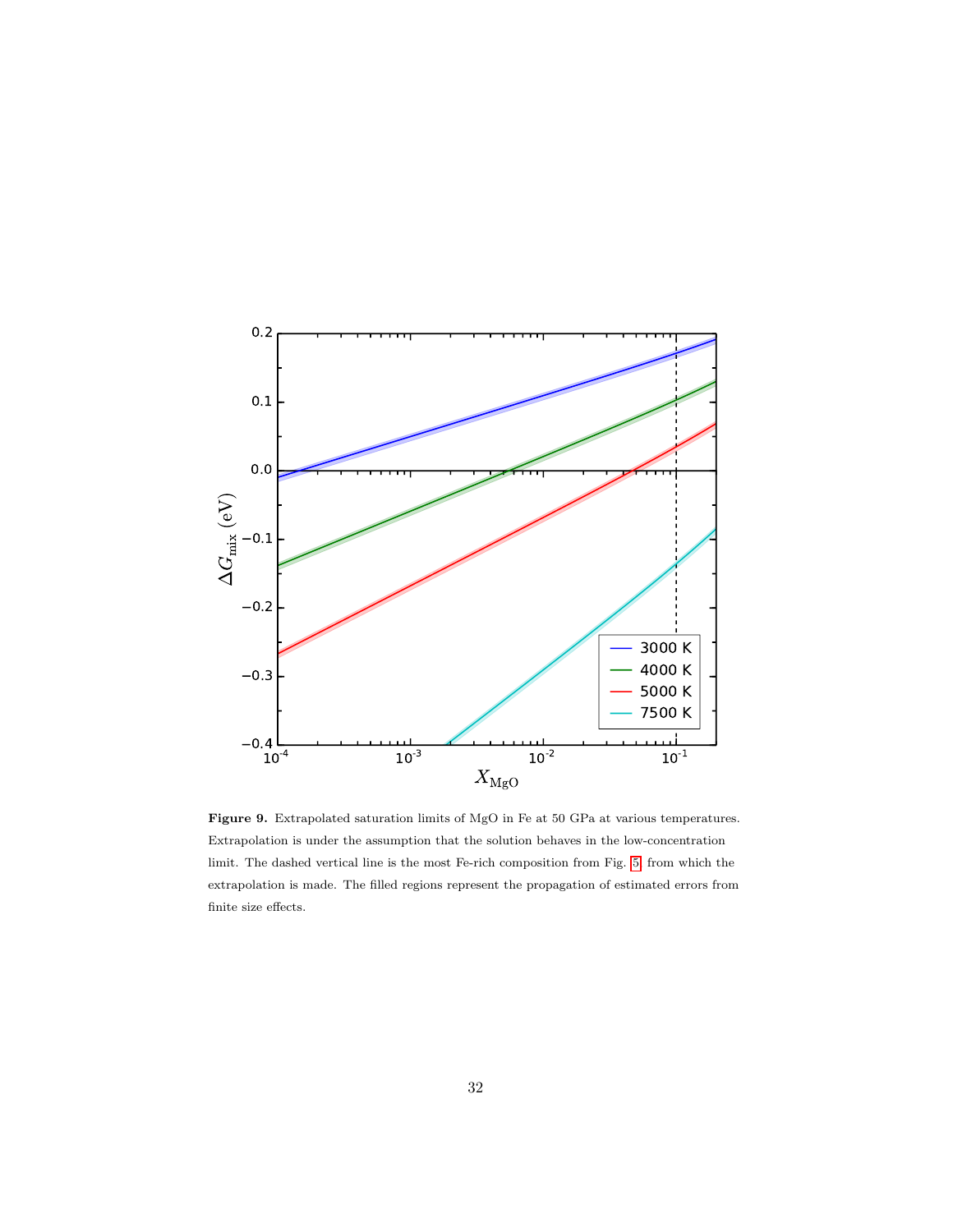**Figure 9.** Extrapolated saturation limits of MgO in Fe at 50 GPa at various temperatures. Extrapolation is under the assumption that the solution behaves in the low-concentration limit. The dashed vertical line is the most Fe-rich composition from Fig. 5 from which the extrapolation is made. The filled regions represent the propagation of estimated errors from finite size effects.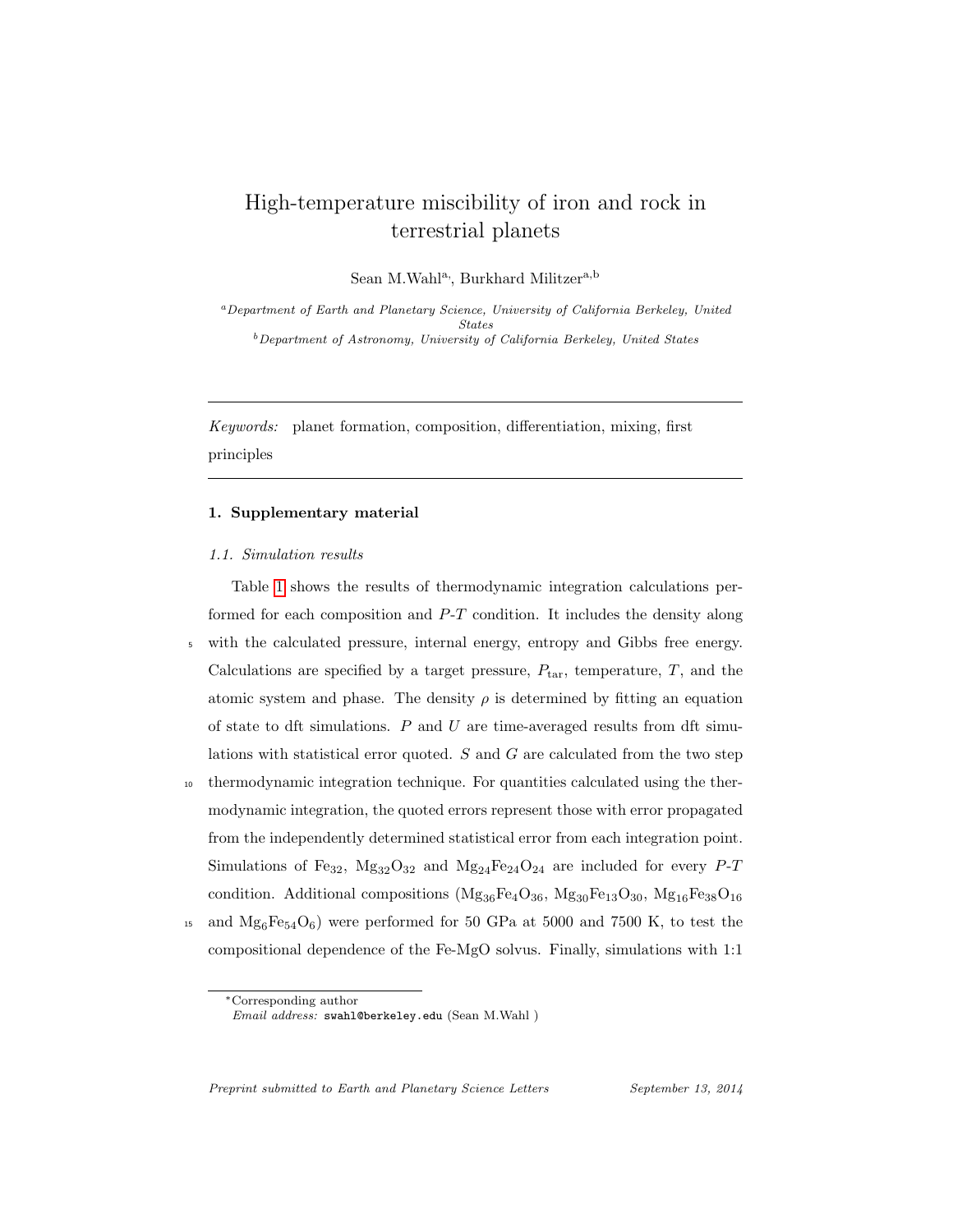# High-temperature miscibility of iron and rock in terrestrial planets

Sean M.Wahl[a,*], Burkhard Militzer[a,b]

[a] *Department of Earth and Planetary Science, University of California Berkeley, United States*
[b] *Department of Astronomy, University of California Berkeley, United States*

---

*Keywords:* planet formation, composition, differentiation, mixing, first principles

---

## 1. Supplementary material

### 1.1. Simulation results

Table 1 shows the results of thermodynamic integration calculations performed for each composition and $P$-$T$ condition. It includes the density along with the calculated pressure, internal energy, entropy and Gibbs free energy. Calculations are specified by a target pressure, $P_{\mathrm{tar}}$, temperature, $T$, and the atomic system and phase. The density $\rho$ is determined by fitting an equation of state to dft simulations. $P$ and $U$ are time-averaged results from dft simulations with statistical error quoted. $S$ and $G$ are calculated from the two step thermodynamic integration technique. For quantities calculated using the thermodynamic integration, the quoted errors represent those with error propagated from the independently determined statistical error from each integration point. Simulations of $Fe_{32}$, $Mg_{32}O_{32}$ and $Mg_{24}Fe_{24}O_{24}$ are included for every $P$-$T$ condition. Additional compositions ($Mg_{36}Fe_{4}O_{36}$, $Mg_{30}Fe_{13}O_{30}$, $Mg_{16}Fe_{38}O_{16}$ and $Mg_{6}Fe_{54}O_{6}$) were performed for 50 GPa at 5000 and 7500 K, to test the compositional dependence of the Fe-MgO solvus. Finally, simulations with 1:1

---

*Corresponding author
*Email address:* swahl@berkeley.edu (Sean M.Wahl )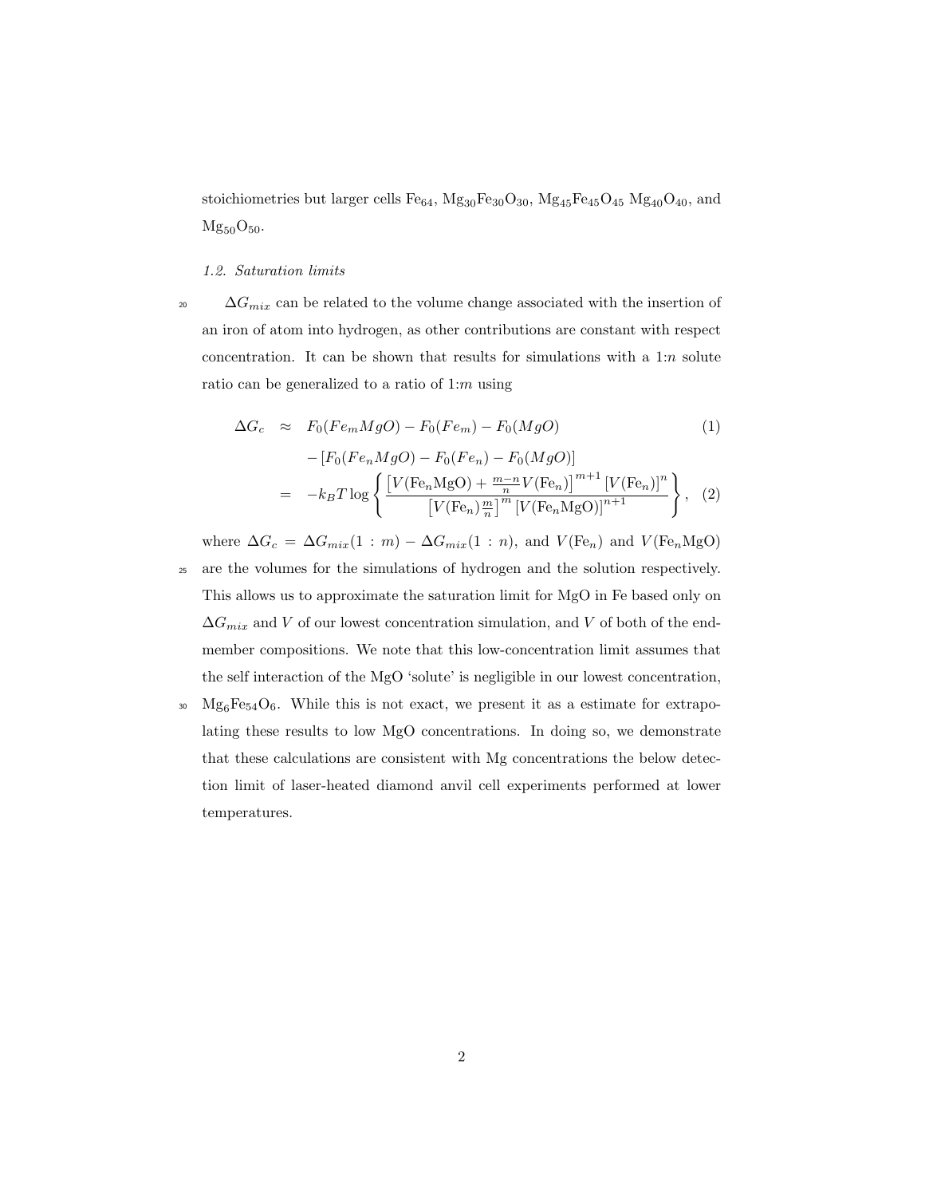stoichiometries but larger cells $Fe_{64}$, $Mg_{30}Fe_{30}O_{30}$, $Mg_{45}Fe_{45}O_{45}$ $Mg_{40}O_{40}$, and $Mg_{50}O_{50}$.

### *1.2. Saturation limits*

$\Delta G_{mix}$ can be related to the volume change associated with the insertion of an iron of atom into hydrogen, as other contributions are constant with respect concentration. It can be shown that results for simulations with a 1:$n$ solute ratio can be generalized to a ratio of 1:$m$ using

$$\begin{aligned} \Delta G_c &\approx F_0(Fe_mMgO) - F_0(Fe_m) - F_0(MgO) \qquad (1) \\ &\quad - [F_0(Fe_nMgO) - F_0(Fe_n) - F_0(MgO)] \\ &= -k_BT \log \left\{ \frac{\left[V(\mathrm{Fe}_n\mathrm{MgO}) + \frac{m-n}{n}V(\mathrm{Fe}_n)\right]^{m+1} \left[V(\mathrm{Fe}_n)\right]^n}{\left[V(\mathrm{Fe}_n)\frac{m}{n}\right]^m \left[V(\mathrm{Fe}_n\mathrm{MgO})\right]^{n+1}} \right\}, \qquad (2) \end{aligned}$$

where $\Delta G_c = \Delta G_{mix}(1:m) - \Delta G_{mix}(1:n)$, and $V(\mathrm{Fe}_n)$ and $V(\mathrm{Fe}_n\mathrm{MgO})$ are the volumes for the simulations of hydrogen and the solution respectively. This allows us to approximate the saturation limit for MgO in Fe based only on $\Delta G_{mix}$ and $V$ of our lowest concentration simulation, and $V$ of both of the end-member compositions. We note that this low-concentration limit assumes that the self interaction of the MgO 'solute' is negligible in our lowest concentration, $Mg_6Fe_{54}O_6$. While this is not exact, we present it as a estimate for extrapolating these results to low MgO concentrations. In doing so, we demonstrate that these calculations are consistent with Mg concentrations the below detection limit of laser-heated diamond anvil cell experiments performed at lower temperatures.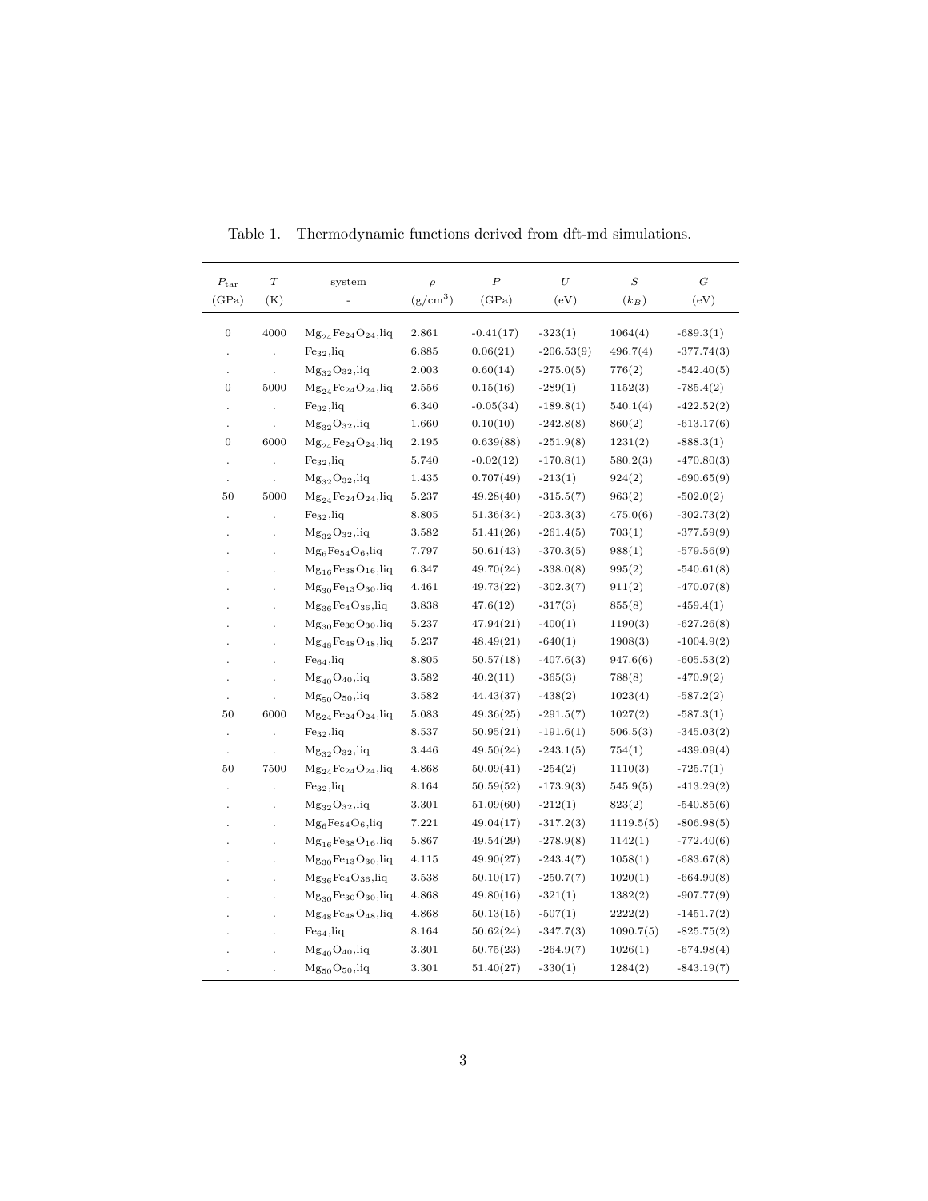Table 1. Thermodynamic functions derived from dft-md simulations.

| $P_{\rm tar}$ (GPa) | $T$ (K) | system - | $\rho$ (g/cm$^3$) | $P$ (GPa) | $U$ (eV) | $S$ ($k_B$) | $G$ (eV) |
|---|---|---|---|---|---|---|---|
| 0 | 4000 | $Mg_{24}Fe_{24}O_{24}$,liq | 2.861 | -0.41(17) | -323(1) | 1064(4) | -689.3(1) |
| . | . | $Fe_{32}$,liq | 6.885 | 0.06(21) | -206.53(9) | 496.7(4) | -377.74(3) |
| . | . | $Mg_{32}O_{32}$,liq | 2.003 | 0.60(14) | -275.0(5) | 776(2) | -542.40(5) |
| 0 | 5000 | $Mg_{24}Fe_{24}O_{24}$,liq | 2.556 | 0.15(16) | -289(1) | 1152(3) | -785.4(2) |
| . | . | $Fe_{32}$,liq | 6.340 | -0.05(34) | -189.8(1) | 540.1(4) | -422.52(2) |
| . | . | $Mg_{32}O_{32}$,liq | 1.660 | 0.10(10) | -242.8(8) | 860(2) | -613.17(6) |
| 0 | 6000 | $Mg_{24}Fe_{24}O_{24}$,liq | 2.195 | 0.639(88) | -251.9(8) | 1231(2) | -888.3(1) |
| . | . | $Fe_{32}$,liq | 5.740 | -0.02(12) | -170.8(1) | 580.2(3) | -470.80(3) |
| . | . | $Mg_{32}O_{32}$,liq | 1.435 | 0.707(49) | -213(1) | 924(2) | -690.65(9) |
| 50 | 5000 | $Mg_{24}Fe_{24}O_{24}$,liq | 5.237 | 49.28(40) | -315.5(7) | 963(2) | -502.0(2) |
| . | . | $Fe_{32}$,liq | 8.805 | 51.36(34) | -203.3(3) | 475.0(6) | -302.73(2) |
| . | . | $Mg_{32}O_{32}$,liq | 3.582 | 51.41(26) | -261.4(5) | 703(1) | -377.59(9) |
| . | . | $Mg_6Fe_{54}O_6$,liq | 7.797 | 50.61(43) | -370.3(5) | 988(1) | -579.56(9) |
| . | . | $Mg_{16}Fe_{38}O_{16}$,liq | 6.347 | 49.70(24) | -338.0(8) | 995(2) | -540.61(8) |
| . | . | $Mg_{30}Fe_{13}O_{30}$,liq | 4.461 | 49.73(22) | -302.3(7) | 911(2) | -470.07(8) |
| . | . | $Mg_{36}Fe_4O_{36}$,liq | 3.838 | 47.6(12) | -317(3) | 855(8) | -459.4(1) |
| . | . | $Mg_{30}Fe_{30}O_{30}$,liq | 5.237 | 47.94(21) | -400(1) | 1190(3) | -627.26(8) |
| . | . | $Mg_{48}Fe_{48}O_{48}$,liq | 5.237 | 48.49(21) | -640(1) | 1908(3) | -1004.9(2) |
| . | . | $Fe_{64}$,liq | 8.805 | 50.57(18) | -407.6(3) | 947.6(6) | -605.53(2) |
| . | . | $Mg_{40}O_{40}$,liq | 3.582 | 40.2(11) | -365(3) | 788(8) | -470.9(2) |
| . | . | $Mg_{50}O_{50}$,liq | 3.582 | 44.43(37) | -438(2) | 1023(4) | -587.2(2) |
| 50 | 6000 | $Mg_{24}Fe_{24}O_{24}$,liq | 5.083 | 49.36(25) | -291.5(7) | 1027(2) | -587.3(1) |
| . | . | $Fe_{32}$,liq | 8.537 | 50.95(21) | -191.6(1) | 506.5(3) | -345.03(2) |
| . | . | $Mg_{32}O_{32}$,liq | 3.446 | 49.50(24) | -243.1(5) | 754(1) | -439.09(4) |
| 50 | 7500 | $Mg_{24}Fe_{24}O_{24}$,liq | 4.868 | 50.09(41) | -254(2) | 1110(3) | -725.7(1) |
| . | . | $Fe_{32}$,liq | 8.164 | 50.59(52) | -173.9(3) | 545.9(5) | -413.29(2) |
| . | . | $Mg_{32}O_{32}$,liq | 3.301 | 51.09(60) | -212(1) | 823(2) | -540.85(6) |
| . | . | $Mg_6Fe_{54}O_6$,liq | 7.221 | 49.04(17) | -317.2(3) | 1119.5(5) | -806.98(5) |
| . | . | $Mg_{16}Fe_{38}O_{16}$,liq | 5.867 | 49.54(29) | -278.9(8) | 1142(1) | -772.40(6) |
| . | . | $Mg_{30}Fe_{13}O_{30}$,liq | 4.115 | 49.90(27) | -243.4(7) | 1058(1) | -683.67(8) |
| . | . | $Mg_{36}Fe_4O_{36}$,liq | 3.538 | 50.10(17) | -250.7(7) | 1020(1) | -664.90(8) |
| . | . | $Mg_{30}Fe_{30}O_{30}$,liq | 4.868 | 49.80(16) | -321(1) | 1382(2) | -907.77(9) |
| . | . | $Mg_{48}Fe_{48}O_{48}$,liq | 4.868 | 50.13(15) | -507(1) | 2222(2) | -1451.7(2) |
| . | . | $Fe_{64}$,liq | 8.164 | 50.62(24) | -347.7(3) | 1090.7(5) | -825.75(2) |
| . | . | $Mg_{40}O_{40}$,liq | 3.301 | 50.75(23) | -264.9(7) | 1026(1) | -674.98(4) |
| . | . | $Mg_{50}O_{50}$,liq | 3.301 | 51.40(27) | -330(1) | 1284(2) | -843.19(7) |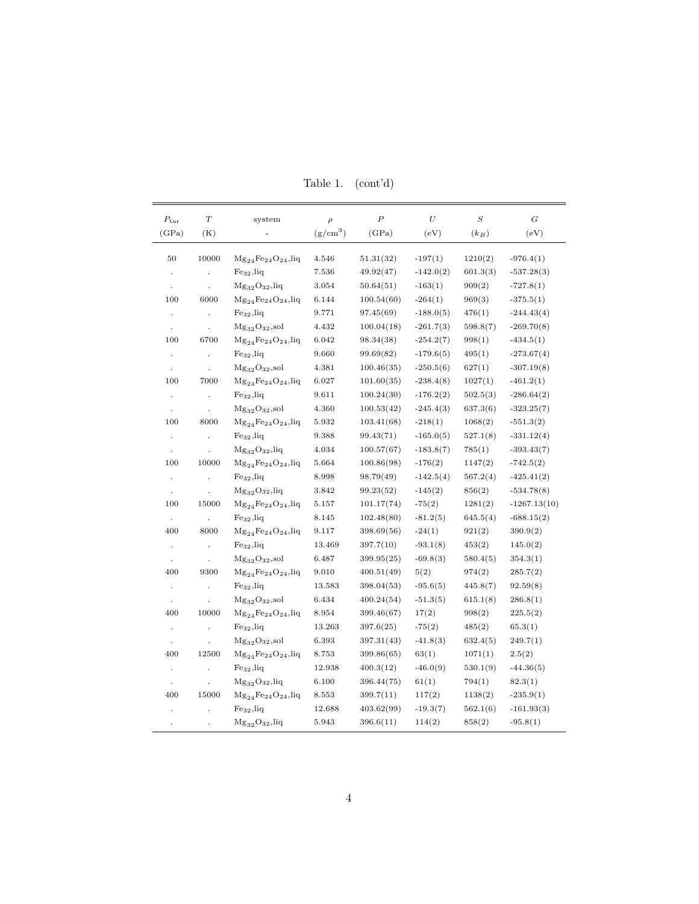Table 1. (cont'd)

| $P_{\rm tar}$ (GPa) | $T$ (K) | system - | $\rho$ (g/cm$^3$) | $P$ (GPa) | $U$ (eV) | $S$ ($k_B$) | $G$ (eV) |
|---|---|---|---|---|---|---|---|
| 50 | 10000 | $Mg_{24}Fe_{24}O_{24}$,liq | 4.546 | 51.31(32) | -197(1) | 1210(2) | -976.4(1) |
| . | . | $Fe_{32}$,liq | 7.536 | 49.92(47) | -142.0(2) | 601.3(3) | -537.28(3) |
| . | . | $Mg_{32}O_{32}$,liq | 3.054 | 50.64(51) | -163(1) | 909(2) | -727.8(1) |
| 100 | 6000 | $Mg_{24}Fe_{24}O_{24}$,liq | 6.144 | 100.54(60) | -264(1) | 969(3) | -375.5(1) |
| . | . | $Fe_{32}$,liq | 9.771 | 97.45(69) | -188.0(5) | 476(1) | -244.43(4) |
| . | . | $Mg_{32}O_{32}$,sol | 4.432 | 100.04(18) | -261.7(3) | 598.8(7) | -269.70(8) |
| 100 | 6700 | $Mg_{24}Fe_{24}O_{24}$,liq | 6.042 | 98.34(38) | -254.2(7) | 998(1) | -434.5(1) |
| . | . | $Fe_{32}$,liq | 9.660 | 99.69(82) | -179.6(5) | 495(1) | -273.67(4) |
| . | . | $Mg_{32}O_{32}$,sol | 4.381 | 100.46(35) | -250.5(6) | 627(1) | -307.19(8) |
| 100 | 7000 | $Mg_{24}Fe_{24}O_{24}$,liq | 6.027 | 101.60(35) | -238.4(8) | 1027(1) | -461.2(1) |
| . | . | $Fe_{32}$,liq | 9.611 | 100.24(30) | -176.2(2) | 502.5(3) | -286.64(2) |
| . | . | $Mg_{32}O_{32}$,sol | 4.360 | 100.53(42) | -245.4(3) | 637.3(6) | -323.25(7) |
| 100 | 8000 | $Mg_{24}Fe_{24}O_{24}$,liq | 5.932 | 103.41(68) | -218(1) | 1068(2) | -551.3(2) |
| . | . | $Fe_{32}$,liq | 9.388 | 99.43(71) | -165.0(5) | 527.1(8) | -331.12(4) |
| . | . | $Mg_{32}O_{32}$,liq | 4.034 | 100.57(67) | -183.8(7) | 785(1) | -393.43(7) |
| 100 | 10000 | $Mg_{24}Fe_{24}O_{24}$,liq | 5.664 | 100.86(98) | -176(2) | 1147(2) | -742.5(2) |
| . | . | $Fe_{32}$,liq | 8.998 | 98.79(49) | -142.5(4) | 567.2(4) | -425.41(2) |
| . | . | $Mg_{32}O_{32}$,liq | 3.842 | 99.23(52) | -145(2) | 856(2) | -534.78(8) |
| 100 | 15000 | $Mg_{24}Fe_{24}O_{24}$,liq | 5.157 | 101.17(74) | -75(2) | 1281(2) | -1267.13(10) |
| . | . | $Fe_{32}$,liq | 8.145 | 102.48(80) | -81.2(5) | 645.5(4) | -688.15(2) |
| 400 | 8000 | $Mg_{24}Fe_{24}O_{24}$,liq | 9.117 | 398.69(56) | -24(1) | 921(2) | 390.9(2) |
| . | . | $Fe_{32}$,liq | 13.469 | 397.7(10) | -93.1(8) | 453(2) | 145.0(2) |
| . | . | $Mg_{32}O_{32}$,sol | 6.487 | 399.95(25) | -69.8(3) | 580.4(5) | 354.3(1) |
| 400 | 9300 | $Mg_{24}Fe_{24}O_{24}$,liq | 9.010 | 400.51(49) | 5(2) | 974(2) | 285.7(2) |
| . | . | $Fe_{32}$,liq | 13.583 | 398.04(53) | -95.6(5) | 445.8(7) | 92.59(8) |
| . | . | $Mg_{32}O_{32}$,sol | 6.434 | 400.24(54) | -51.3(5) | 615.1(8) | 286.8(1) |
| 400 | 10000 | $Mg_{24}Fe_{24}O_{24}$,liq | 8.954 | 399.46(67) | 17(2) | 998(2) | 225.5(2) |
| . | . | $Fe_{32}$,liq | 13.263 | 397.6(25) | -75(2) | 485(2) | 65.3(1) |
| . | . | $Mg_{32}O_{32}$,sol | 6.393 | 397.31(43) | -41.8(3) | 632.4(5) | 249.7(1) |
| 400 | 12500 | $Mg_{24}Fe_{24}O_{24}$,liq | 8.753 | 399.86(65) | 63(1) | 1071(1) | 2.5(2) |
| . | . | $Fe_{32}$,liq | 12.938 | 400.3(12) | -46.0(9) | 530.1(9) | -44.36(5) |
| . | . | $Mg_{32}O_{32}$,liq | 6.100 | 396.44(75) | 61(1) | 794(1) | 82.3(1) |
| 400 | 15000 | $Mg_{24}Fe_{24}O_{24}$,liq | 8.553 | 399.7(11) | 117(2) | 1138(2) | -235.9(1) |
| . | . | $Fe_{32}$,liq | 12.688 | 403.62(99) | -19.3(7) | 562.1(6) | -161.93(3) |
| . | . | $Mg_{32}O_{32}$,liq | 5.943 | 396.6(11) | 114(2) | 858(2) | -95.8(1) |